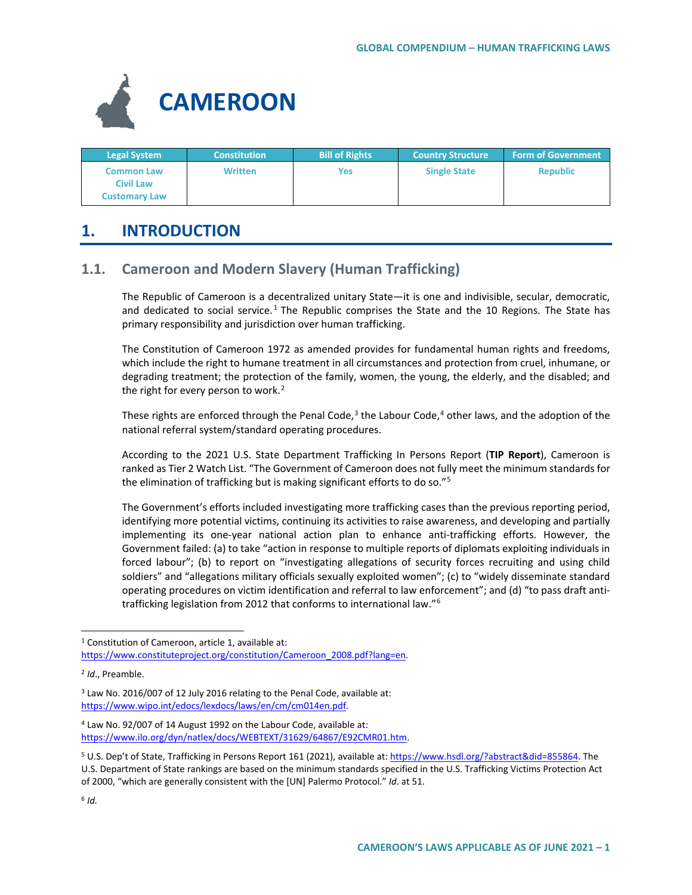# CAMEROON

| Legal System | Constitution | Bill of Rights | Country Structure | Form of Government |
|---|---|---|---|---|
| Common Law<br>Civil Law<br>Customary Law | Written | Yes | Single State | Republic |

## 1. INTRODUCTION

### 1.1. Cameroon and Modern Slavery (Human Trafficking)

The Republic of Cameroon is a decentralized unitary State—it is one and indivisible, secular, democratic, and dedicated to social service.[1] The Republic comprises the State and the 10 Regions. The State has primary responsibility and jurisdiction over human trafficking.

The Constitution of Cameroon 1972 as amended provides for fundamental human rights and freedoms, which include the right to humane treatment in all circumstances and protection from cruel, inhumane, or degrading treatment; the protection of the family, women, the young, the elderly, and the disabled; and the right for every person to work.[2]

These rights are enforced through the Penal Code,[3] the Labour Code,[4] other laws, and the adoption of the national referral system/standard operating procedures.

According to the 2021 U.S. State Department Trafficking In Persons Report (**TIP Report**), Cameroon is ranked as Tier 2 Watch List. "The Government of Cameroon does not fully meet the minimum standards for the elimination of trafficking but is making significant efforts to do so."[5]

The Government's efforts included investigating more trafficking cases than the previous reporting period, identifying more potential victims, continuing its activities to raise awareness, and developing and partially implementing its one-year national action plan to enhance anti-trafficking efforts. However, the Government failed: (a) to take "action in response to multiple reports of diplomats exploiting individuals in forced labour"; (b) to report on "investigating allegations of security forces recruiting and using child soldiers" and "allegations military officials sexually exploited women"; (c) to "widely disseminate standard operating procedures on victim identification and referral to law enforcement"; and (d) "to pass draft anti-trafficking legislation from 2012 that conforms to international law."[6]

---

[1] Constitution of Cameroon, article 1, available at: https://www.constituteproject.org/constitution/Cameroon_2008.pdf?lang=en.

[2] *Id.*, Preamble.

[3] Law No. 2016/007 of 12 July 2016 relating to the Penal Code, available at: https://www.wipo.int/edocs/lexdocs/laws/en/cm/cm014en.pdf.

[4] Law No. 92/007 of 14 August 1992 on the Labour Code, available at: https://www.ilo.org/dyn/natlex/docs/WEBTEXT/31629/64867/E92CMR01.htm.

[5] U.S. Dep't of State, Trafficking in Persons Report 161 (2021), available at: https://www.hsdl.org/?abstract&did=855864. The U.S. Department of State rankings are based on the minimum standards specified in the U.S. Trafficking Victims Protection Act of 2000, "which are generally consistent with the [UN] Palermo Protocol." *Id*. at 51.

[6] *Id.*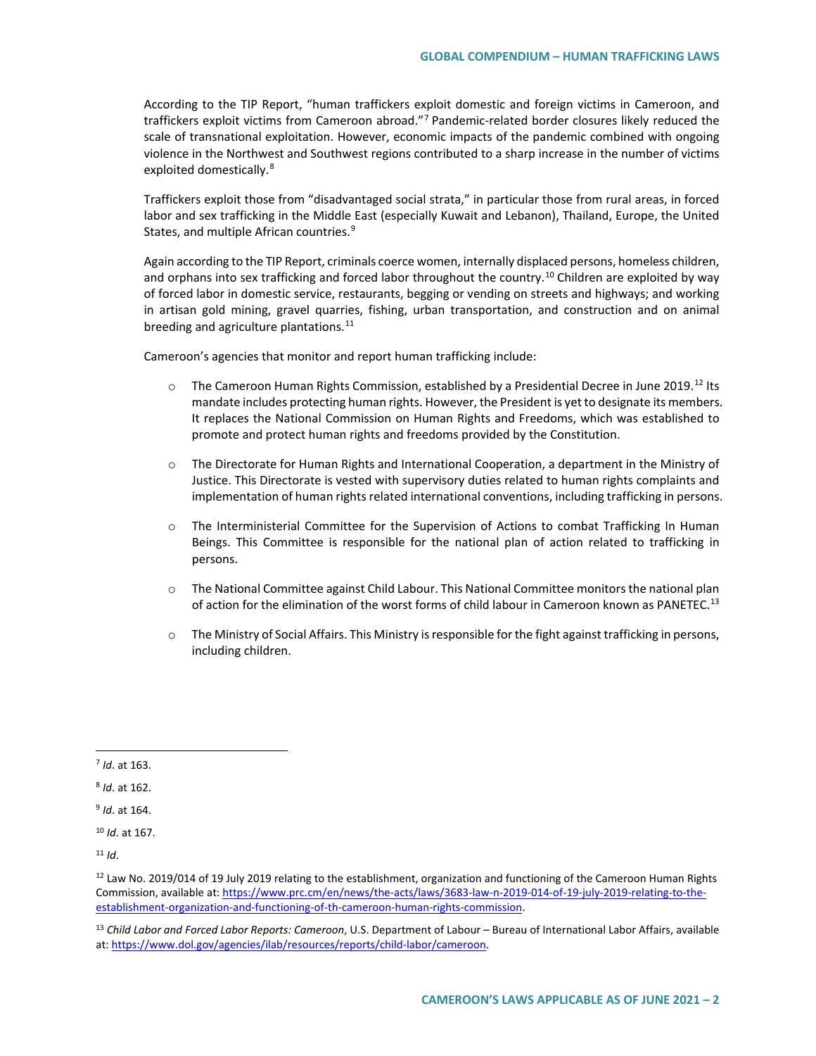According to the TIP Report, "human traffickers exploit domestic and foreign victims in Cameroon, and traffickers exploit victims from Cameroon abroad."[7] Pandemic-related border closures likely reduced the scale of transnational exploitation. However, economic impacts of the pandemic combined with ongoing violence in the Northwest and Southwest regions contributed to a sharp increase in the number of victims exploited domestically.[8]

Traffickers exploit those from "disadvantaged social strata," in particular those from rural areas, in forced labor and sex trafficking in the Middle East (especially Kuwait and Lebanon), Thailand, Europe, the United States, and multiple African countries.[9]

Again according to the TIP Report, criminals coerce women, internally displaced persons, homeless children, and orphans into sex trafficking and forced labor throughout the country.[10] Children are exploited by way of forced labor in domestic service, restaurants, begging or vending on streets and highways; and working in artisan gold mining, gravel quarries, fishing, urban transportation, and construction and on animal breeding and agriculture plantations.[11]

Cameroon's agencies that monitor and report human trafficking include:

- The Cameroon Human Rights Commission, established by a Presidential Decree in June 2019.[12] Its mandate includes protecting human rights. However, the President is yet to designate its members. It replaces the National Commission on Human Rights and Freedoms, which was established to promote and protect human rights and freedoms provided by the Constitution.
- The Directorate for Human Rights and International Cooperation, a department in the Ministry of Justice. This Directorate is vested with supervisory duties related to human rights complaints and implementation of human rights related international conventions, including trafficking in persons.
- The Interministerial Committee for the Supervision of Actions to combat Trafficking In Human Beings. This Committee is responsible for the national plan of action related to trafficking in persons.
- The National Committee against Child Labour. This National Committee monitors the national plan of action for the elimination of the worst forms of child labour in Cameroon known as PANETEC.[13]
- The Ministry of Social Affairs. This Ministry is responsible for the fight against trafficking in persons, including children.

---

[7] *Id*. at 163.

[8] *Id*. at 162.

[9] *Id*. at 164.

[10] *Id*. at 167.

[11] *Id*.

[12] Law No. 2019/014 of 19 July 2019 relating to the establishment, organization and functioning of the Cameroon Human Rights Commission, available at: https://www.prc.cm/en/news/the-acts/laws/3683-law-n-2019-014-of-19-july-2019-relating-to-the-establishment-organization-and-functioning-of-th-cameroon-human-rights-commission.

[13] *Child Labor and Forced Labor Reports: Cameroon*, U.S. Department of Labour – Bureau of International Labor Affairs, available at: https://www.dol.gov/agencies/ilab/resources/reports/child-labor/cameroon.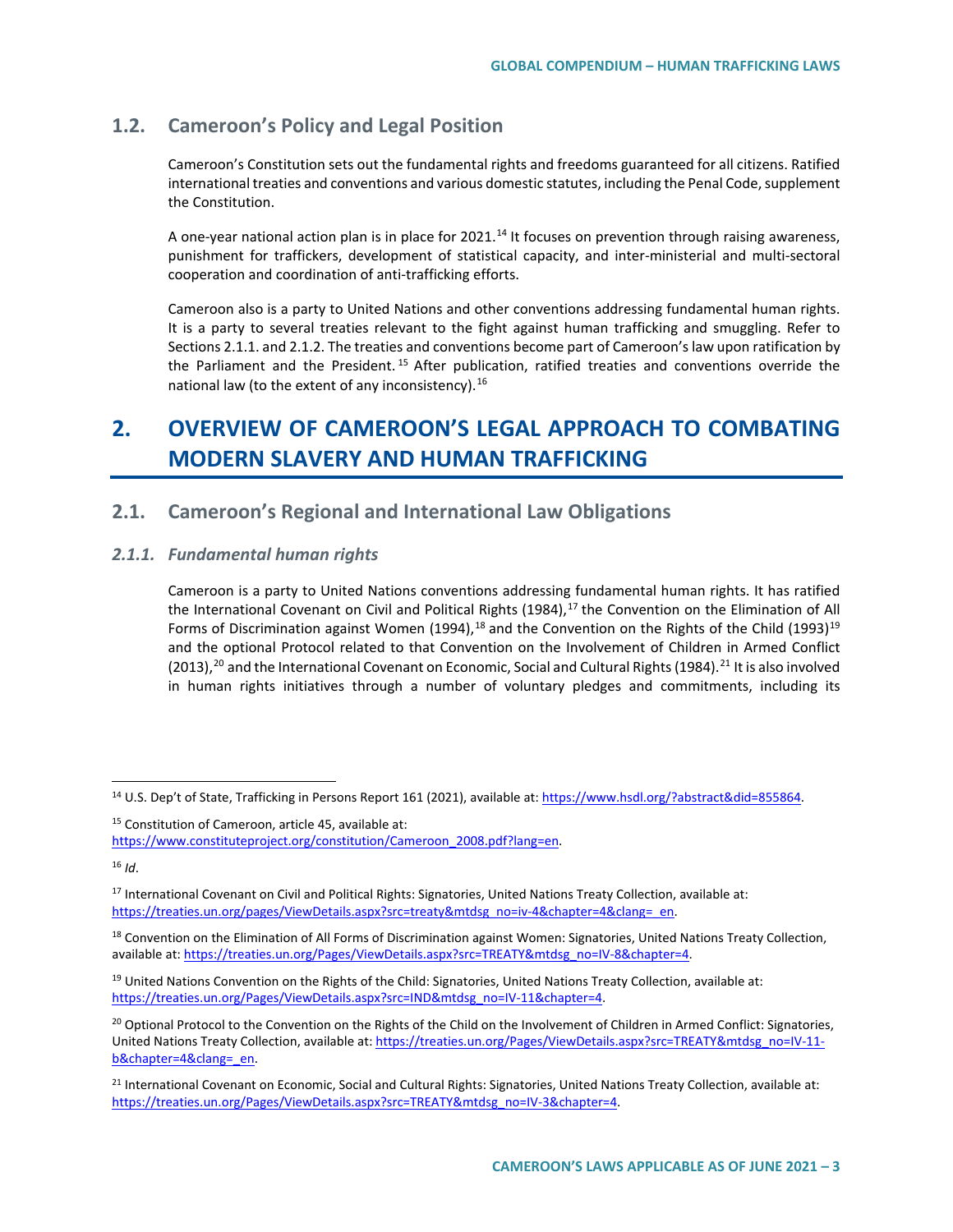## 1.2. Cameroon's Policy and Legal Position

Cameroon's Constitution sets out the fundamental rights and freedoms guaranteed for all citizens. Ratified international treaties and conventions and various domestic statutes, including the Penal Code, supplement the Constitution.

A one-year national action plan is in place for 2021.[14] It focuses on prevention through raising awareness, punishment for traffickers, development of statistical capacity, and inter-ministerial and multi-sectoral cooperation and coordination of anti-trafficking efforts.

Cameroon also is a party to United Nations and other conventions addressing fundamental human rights. It is a party to several treaties relevant to the fight against human trafficking and smuggling. Refer to Sections 2.1.1. and 2.1.2. The treaties and conventions become part of Cameroon's law upon ratification by the Parliament and the President.[15] After publication, ratified treaties and conventions override the national law (to the extent of any inconsistency).[16]

# 2. OVERVIEW OF CAMEROON'S LEGAL APPROACH TO COMBATING MODERN SLAVERY AND HUMAN TRAFFICKING

## 2.1. Cameroon's Regional and International Law Obligations

### *2.1.1. Fundamental human rights*

Cameroon is a party to United Nations conventions addressing fundamental human rights. It has ratified the International Covenant on Civil and Political Rights (1984),[17] the Convention on the Elimination of All Forms of Discrimination against Women (1994),[18] and the Convention on the Rights of the Child (1993)[19] and the optional Protocol related to that Convention on the Involvement of Children in Armed Conflict (2013),[20] and the International Covenant on Economic, Social and Cultural Rights (1984).[21] It is also involved in human rights initiatives through a number of voluntary pledges and commitments, including its

---

[14] U.S. Dep't of State, Trafficking in Persons Report 161 (2021), available at: https://www.hsdl.org/?abstract&did=855864.

[15] Constitution of Cameroon, article 45, available at: https://www.constituteproject.org/constitution/Cameroon_2008.pdf?lang=en.

[16] *Id*.

[17] International Covenant on Civil and Political Rights: Signatories, United Nations Treaty Collection, available at: https://treaties.un.org/pages/ViewDetails.aspx?src=treaty&mtdsg_no=iv-4&chapter=4&clang=_en.

[18] Convention on the Elimination of All Forms of Discrimination against Women: Signatories, United Nations Treaty Collection, available at: https://treaties.un.org/Pages/ViewDetails.aspx?src=TREATY&mtdsg_no=IV-8&chapter=4.

[19] United Nations Convention on the Rights of the Child: Signatories, United Nations Treaty Collection, available at: https://treaties.un.org/Pages/ViewDetails.aspx?src=IND&mtdsg_no=IV-11&chapter=4.

[20] Optional Protocol to the Convention on the Rights of the Child on the Involvement of Children in Armed Conflict: Signatories, United Nations Treaty Collection, available at: https://treaties.un.org/Pages/ViewDetails.aspx?src=TREATY&mtdsg_no=IV-11-b&chapter=4&clang=_en.

[21] International Covenant on Economic, Social and Cultural Rights: Signatories, United Nations Treaty Collection, available at: https://treaties.un.org/Pages/ViewDetails.aspx?src=TREATY&mtdsg_no=IV-3&chapter=4.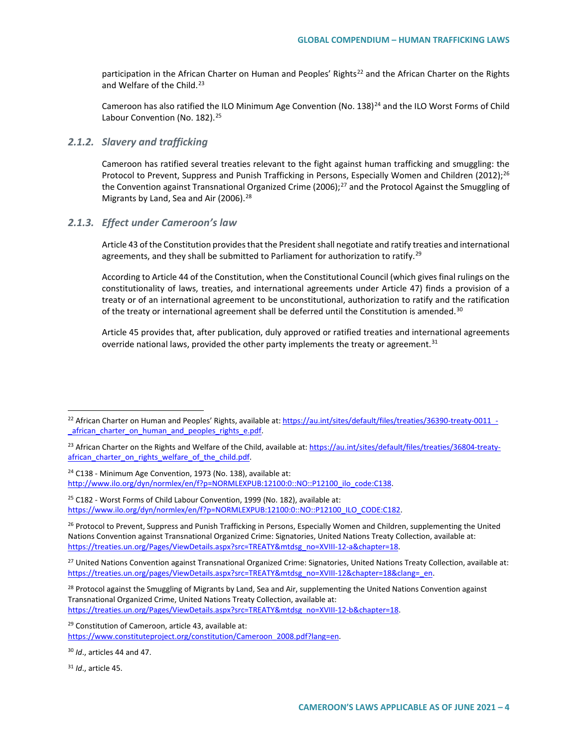participation in the African Charter on Human and Peoples' Rights[22] and the African Charter on the Rights and Welfare of the Child.[23]

Cameroon has also ratified the ILO Minimum Age Convention (No. 138)[24] and the ILO Worst Forms of Child Labour Convention (No. 182).[25]

### *2.1.2. Slavery and trafficking*

Cameroon has ratified several treaties relevant to the fight against human trafficking and smuggling: the Protocol to Prevent, Suppress and Punish Trafficking in Persons, Especially Women and Children (2012);[26] the Convention against Transnational Organized Crime (2006);[27] and the Protocol Against the Smuggling of Migrants by Land, Sea and Air (2006).[28]

### *2.1.3. Effect under Cameroon's law*

Article 43 of the Constitution provides that the President shall negotiate and ratify treaties and international agreements, and they shall be submitted to Parliament for authorization to ratify.[29]

According to Article 44 of the Constitution, when the Constitutional Council (which gives final rulings on the constitutionality of laws, treaties, and international agreements under Article 47) finds a provision of a treaty or of an international agreement to be unconstitutional, authorization to ratify and the ratification of the treaty or international agreement shall be deferred until the Constitution is amended.[30]

Article 45 provides that, after publication, duly approved or ratified treaties and international agreements override national laws, provided the other party implements the treaty or agreement.[31]

---

[22] African Charter on Human and Peoples' Rights, available at: https://au.int/sites/default/files/treaties/36390-treaty-0011_-_african_charter_on_human_and_peoples_rights_e.pdf.

[23] African Charter on the Rights and Welfare of the Child, available at: https://au.int/sites/default/files/treaties/36804-treaty-african_charter_on_rights_welfare_of_the_child.pdf.

[24] C138 - Minimum Age Convention, 1973 (No. 138), available at: http://www.ilo.org/dyn/normlex/en/f?p=NORMLEXPUB:12100:0::NO::P12100_ilo_code:C138.

[25] C182 - Worst Forms of Child Labour Convention, 1999 (No. 182), available at: https://www.ilo.org/dyn/normlex/en/f?p=NORMLEXPUB:12100:0::NO::P12100_ILO_CODE:C182.

[26] Protocol to Prevent, Suppress and Punish Trafficking in Persons, Especially Women and Children, supplementing the United Nations Convention against Transnational Organized Crime: Signatories, United Nations Treaty Collection, available at: https://treaties.un.org/Pages/ViewDetails.aspx?src=TREATY&mtdsg_no=XVIII-12-a&chapter=18.

[27] United Nations Convention against Transnational Organized Crime: Signatories, United Nations Treaty Collection, available at: https://treaties.un.org/pages/ViewDetails.aspx?src=TREATY&mtdsg_no=XVIII-12&chapter=18&clang=_en.

[28] Protocol against the Smuggling of Migrants by Land, Sea and Air, supplementing the United Nations Convention against Transnational Organized Crime, United Nations Treaty Collection, available at: https://treaties.un.org/Pages/ViewDetails.aspx?src=TREATY&mtdsg_no=XVIII-12-b&chapter=18.

[29] Constitution of Cameroon, article 43, available at: https://www.constituteproject.org/constitution/Cameroon_2008.pdf?lang=en.

[30] *Id*., articles 44 and 47.

[31] *Id*., article 45.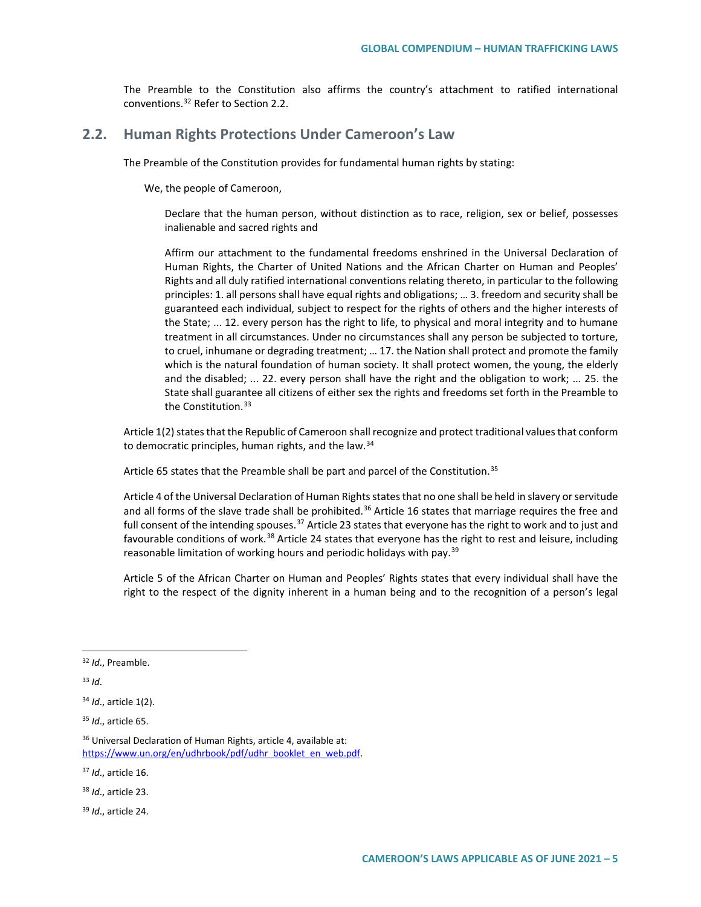The Preamble to the Constitution also affirms the country's attachment to ratified international conventions.[32] Refer to Section 2.2.

## 2.2. Human Rights Protections Under Cameroon's Law

The Preamble of the Constitution provides for fundamental human rights by stating:

> We, the people of Cameroon,
>
> > Declare that the human person, without distinction as to race, religion, sex or belief, possesses inalienable and sacred rights and
> >
> > Affirm our attachment to the fundamental freedoms enshrined in the Universal Declaration of Human Rights, the Charter of United Nations and the African Charter on Human and Peoples' Rights and all duly ratified international conventions relating thereto, in particular to the following principles: 1. all persons shall have equal rights and obligations; … 3. freedom and security shall be guaranteed each individual, subject to respect for the rights of others and the higher interests of the State; ... 12. every person has the right to life, to physical and moral integrity and to humane treatment in all circumstances. Under no circumstances shall any person be subjected to torture, to cruel, inhumane or degrading treatment; … 17. the Nation shall protect and promote the family which is the natural foundation of human society. It shall protect women, the young, the elderly and the disabled; ... 22. every person shall have the right and the obligation to work; ... 25. the State shall guarantee all citizens of either sex the rights and freedoms set forth in the Preamble to the Constitution.[33]

Article 1(2) states that the Republic of Cameroon shall recognize and protect traditional values that conform to democratic principles, human rights, and the law.[34]

Article 65 states that the Preamble shall be part and parcel of the Constitution.[35]

Article 4 of the Universal Declaration of Human Rights states that no one shall be held in slavery or servitude and all forms of the slave trade shall be prohibited.[36] Article 16 states that marriage requires the free and full consent of the intending spouses.[37] Article 23 states that everyone has the right to work and to just and favourable conditions of work.[38] Article 24 states that everyone has the right to rest and leisure, including reasonable limitation of working hours and periodic holidays with pay.[39]

Article 5 of the African Charter on Human and Peoples' Rights states that every individual shall have the right to the respect of the dignity inherent in a human being and to the recognition of a person's legal

---

[32] *Id*., Preamble.

[33] *Id*.

[34] *Id*., article 1(2).

[35] *Id*., article 65.

[36] Universal Declaration of Human Rights, article 4, available at: https://www.un.org/en/udhrbook/pdf/udhr_booklet_en_web.pdf.

[37] *Id*., article 16.

[38] *Id*., article 23.

[39] *Id*., article 24.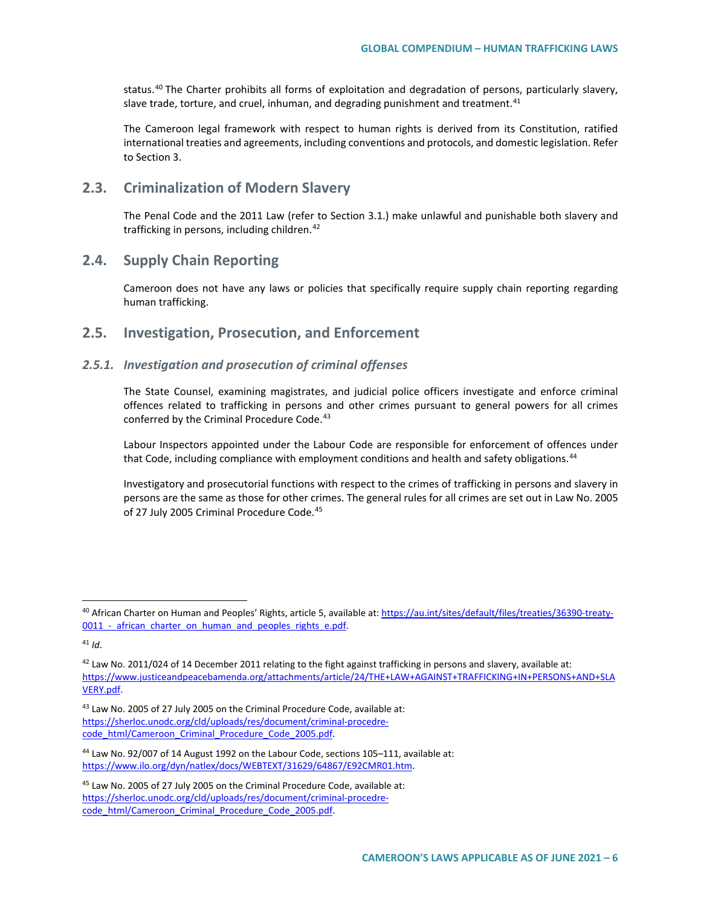status.[40] The Charter prohibits all forms of exploitation and degradation of persons, particularly slavery, slave trade, torture, and cruel, inhuman, and degrading punishment and treatment.[41]

The Cameroon legal framework with respect to human rights is derived from its Constitution, ratified international treaties and agreements, including conventions and protocols, and domestic legislation. Refer to Section 3.

## 2.3. Criminalization of Modern Slavery

The Penal Code and the 2011 Law (refer to Section 3.1.) make unlawful and punishable both slavery and trafficking in persons, including children.[42]

## 2.4. Supply Chain Reporting

Cameroon does not have any laws or policies that specifically require supply chain reporting regarding human trafficking.

## 2.5. Investigation, Prosecution, and Enforcement

### *2.5.1. Investigation and prosecution of criminal offenses*

The State Counsel, examining magistrates, and judicial police officers investigate and enforce criminal offences related to trafficking in persons and other crimes pursuant to general powers for all crimes conferred by the Criminal Procedure Code.[43]

Labour Inspectors appointed under the Labour Code are responsible for enforcement of offences under that Code, including compliance with employment conditions and health and safety obligations.[44]

Investigatory and prosecutorial functions with respect to the crimes of trafficking in persons and slavery in persons are the same as those for other crimes. The general rules for all crimes are set out in Law No. 2005 of 27 July 2005 Criminal Procedure Code.[45]

---

[40] African Charter on Human and Peoples' Rights, article 5, available at: https://au.int/sites/default/files/treaties/36390-treaty-0011_-_african_charter_on_human_and_peoples_rights_e.pdf.

[41] *Id*.

[42] Law No. 2011/024 of 14 December 2011 relating to the fight against trafficking in persons and slavery, available at: https://www.justiceandpeacebamenda.org/attachments/article/24/THE+LAW+AGAINST+TRAFFICKING+IN+PERSONS+AND+SLAVERY.pdf.

[43] Law No. 2005 of 27 July 2005 on the Criminal Procedure Code, available at: https://sherloc.unodc.org/cld/uploads/res/document/criminal-procedre-code_html/Cameroon_Criminal_Procedure_Code_2005.pdf.

[44] Law No. 92/007 of 14 August 1992 on the Labour Code, sections 105–111, available at: https://www.ilo.org/dyn/natlex/docs/WEBTEXT/31629/64867/E92CMR01.htm.

[45] Law No. 2005 of 27 July 2005 on the Criminal Procedure Code, available at: https://sherloc.unodc.org/cld/uploads/res/document/criminal-procedre-code_html/Cameroon_Criminal_Procedure_Code_2005.pdf.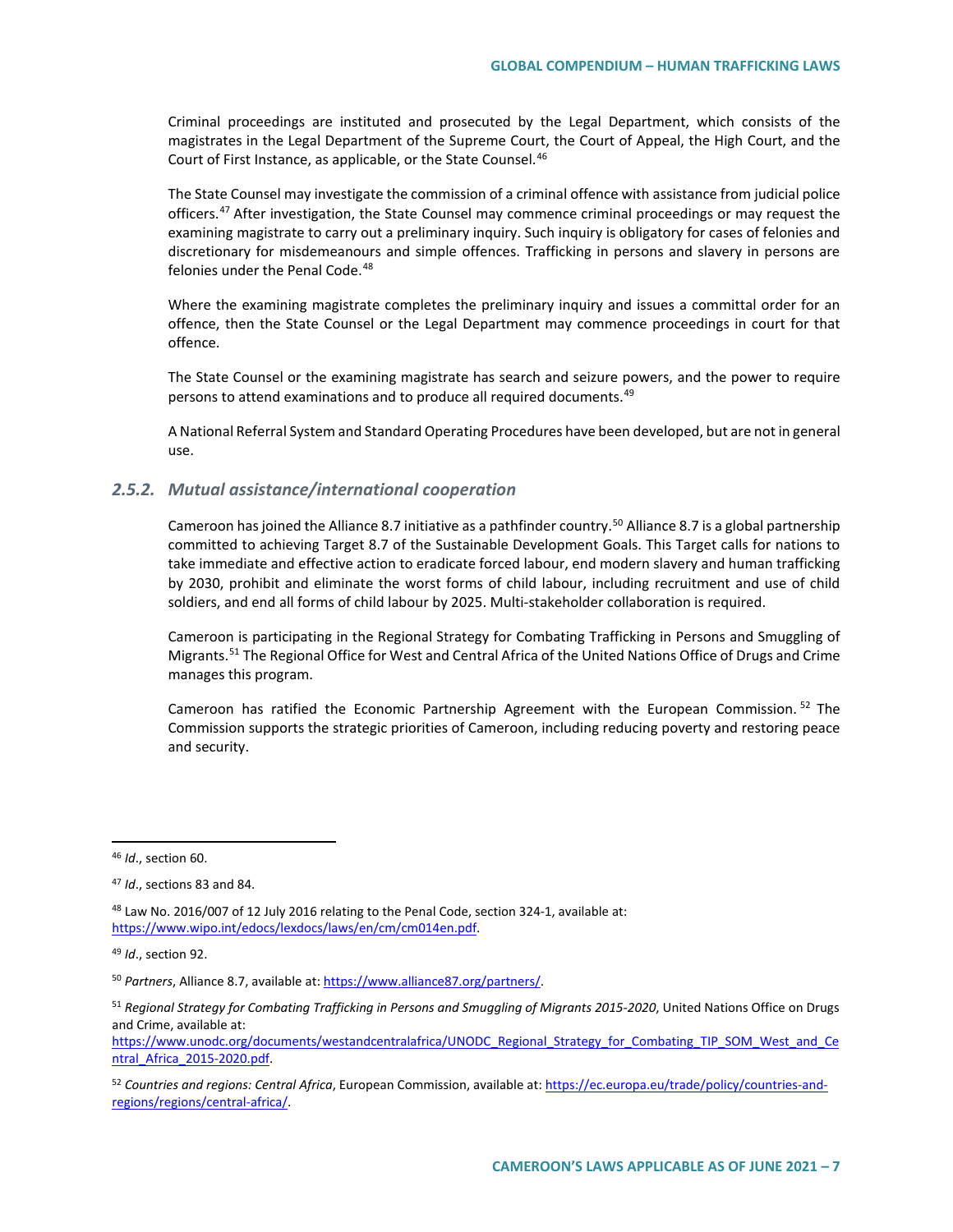Criminal proceedings are instituted and prosecuted by the Legal Department, which consists of the magistrates in the Legal Department of the Supreme Court, the Court of Appeal, the High Court, and the Court of First Instance, as applicable, or the State Counsel.[46]

The State Counsel may investigate the commission of a criminal offence with assistance from judicial police officers.[47] After investigation, the State Counsel may commence criminal proceedings or may request the examining magistrate to carry out a preliminary inquiry. Such inquiry is obligatory for cases of felonies and discretionary for misdemeanours and simple offences. Trafficking in persons and slavery in persons are felonies under the Penal Code.[48]

Where the examining magistrate completes the preliminary inquiry and issues a committal order for an offence, then the State Counsel or the Legal Department may commence proceedings in court for that offence.

The State Counsel or the examining magistrate has search and seizure powers, and the power to require persons to attend examinations and to produce all required documents.[49]

A National Referral System and Standard Operating Procedures have been developed, but are not in general use.

### *2.5.2. Mutual assistance/international cooperation*

Cameroon has joined the Alliance 8.7 initiative as a pathfinder country.[50] Alliance 8.7 is a global partnership committed to achieving Target 8.7 of the Sustainable Development Goals. This Target calls for nations to take immediate and effective action to eradicate forced labour, end modern slavery and human trafficking by 2030, prohibit and eliminate the worst forms of child labour, including recruitment and use of child soldiers, and end all forms of child labour by 2025. Multi-stakeholder collaboration is required.

Cameroon is participating in the Regional Strategy for Combating Trafficking in Persons and Smuggling of Migrants.[51] The Regional Office for West and Central Africa of the United Nations Office of Drugs and Crime manages this program.

Cameroon has ratified the Economic Partnership Agreement with the European Commission.[52] The Commission supports the strategic priorities of Cameroon, including reducing poverty and restoring peace and security.

---

[46] *Id*., section 60.

[47] *Id*., sections 83 and 84.

[48] Law No. 2016/007 of 12 July 2016 relating to the Penal Code, section 324-1, available at: https://www.wipo.int/edocs/lexdocs/laws/en/cm/cm014en.pdf.

[49] *Id*., section 92.

[50] *Partners*, Alliance 8.7, available at: https://www.alliance87.org/partners/.

[51] *Regional Strategy for Combating Trafficking in Persons and Smuggling of Migrants 2015-2020*, United Nations Office on Drugs and Crime, available at: https://www.unodc.org/documents/westandcentralafrica/UNODC_Regional_Strategy_for_Combating_TIP_SOM_West_and_Central_Africa_2015-2020.pdf.

[52] *Countries and regions: Central Africa*, European Commission, available at: https://ec.europa.eu/trade/policy/countries-and-regions/regions/central-africa/.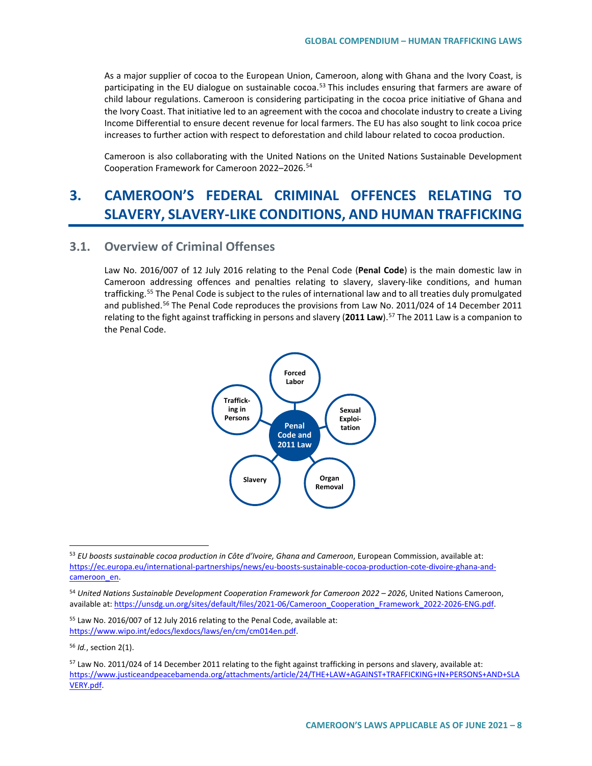As a major supplier of cocoa to the European Union, Cameroon, along with Ghana and the Ivory Coast, is participating in the EU dialogue on sustainable cocoa.[53] This includes ensuring that farmers are aware of child labour regulations. Cameroon is considering participating in the cocoa price initiative of Ghana and the Ivory Coast. That initiative led to an agreement with the cocoa and chocolate industry to create a Living Income Differential to ensure decent revenue for local farmers. The EU has also sought to link cocoa price increases to further action with respect to deforestation and child labour related to cocoa production.

Cameroon is also collaborating with the United Nations on the United Nations Sustainable Development Cooperation Framework for Cameroon 2022–2026.[54]

# 3. CAMEROON'S FEDERAL CRIMINAL OFFENCES RELATING TO SLAVERY, SLAVERY-LIKE CONDITIONS, AND HUMAN TRAFFICKING

## 3.1. Overview of Criminal Offenses

Law No. 2016/007 of 12 July 2016 relating to the Penal Code (**Penal Code**) is the main domestic law in Cameroon addressing offences and penalties relating to slavery, slavery-like conditions, and human trafficking.[55] The Penal Code is subject to the rules of international law and to all treaties duly promulgated and published.[56] The Penal Code reproduces the provisions from Law No. 2011/024 of 14 December 2011 relating to the fight against trafficking in persons and slavery (**2011 Law**).[57] The 2011 Law is a companion to the Penal Code.

Penal Code and 2011 Law: Forced Labor; Sexual Exploitation; Organ Removal; Slavery; Trafficking in Persons

---

[53] *EU boosts sustainable cocoa production in Côte d'Ivoire, Ghana and Cameroon*, European Commission, available at: https://ec.europa.eu/international-partnerships/news/eu-boosts-sustainable-cocoa-production-cote-divoire-ghana-and-cameroon_en.

[54] *United Nations Sustainable Development Cooperation Framework for Cameroon 2022 – 2026*, United Nations Cameroon, available at: https://unsdg.un.org/sites/default/files/2021-06/Cameroon_Cooperation_Framework_2022-2026-ENG.pdf.

[55] Law No. 2016/007 of 12 July 2016 relating to the Penal Code, available at: https://www.wipo.int/edocs/lexdocs/laws/en/cm/cm014en.pdf.

[56] *Id.*, section 2(1).

[57] Law No. 2011/024 of 14 December 2011 relating to the fight against trafficking in persons and slavery, available at: https://www.justiceandpeacebamenda.org/attachments/article/24/THE+LAW+AGAINST+TRAFFICKING+IN+PERSONS+AND+SLAVERY.pdf.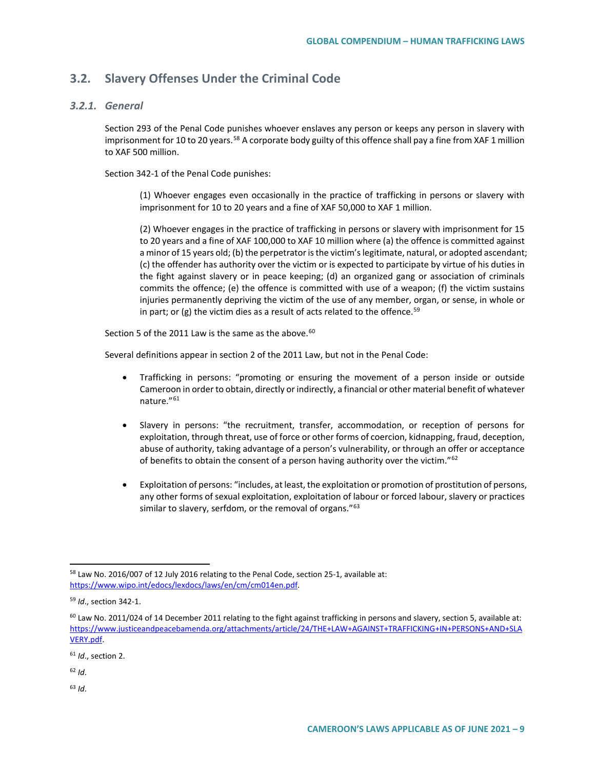## 3.2. Slavery Offenses Under the Criminal Code

### 3.2.1. General

Section 293 of the Penal Code punishes whoever enslaves any person or keeps any person in slavery with imprisonment for 10 to 20 years.[58] A corporate body guilty of this offence shall pay a fine from XAF 1 million to XAF 500 million.

Section 342-1 of the Penal Code punishes:

> (1) Whoever engages even occasionally in the practice of trafficking in persons or slavery with imprisonment for 10 to 20 years and a fine of XAF 50,000 to XAF 1 million.
>
> (2) Whoever engages in the practice of trafficking in persons or slavery with imprisonment for 15 to 20 years and a fine of XAF 100,000 to XAF 10 million where (a) the offence is committed against a minor of 15 years old; (b) the perpetrator is the victim's legitimate, natural, or adopted ascendant; (c) the offender has authority over the victim or is expected to participate by virtue of his duties in the fight against slavery or in peace keeping; (d) an organized gang or association of criminals commits the offence; (e) the offence is committed with use of a weapon; (f) the victim sustains injuries permanently depriving the victim of the use of any member, organ, or sense, in whole or in part; or (g) the victim dies as a result of acts related to the offence.[59]

Section 5 of the 2011 Law is the same as the above.[60]

Several definitions appear in section 2 of the 2011 Law, but not in the Penal Code:

- Trafficking in persons: "promoting or ensuring the movement of a person inside or outside Cameroon in order to obtain, directly or indirectly, a financial or other material benefit of whatever nature."[61]

- Slavery in persons: "the recruitment, transfer, accommodation, or reception of persons for exploitation, through threat, use of force or other forms of coercion, kidnapping, fraud, deception, abuse of authority, taking advantage of a person's vulnerability, or through an offer or acceptance of benefits to obtain the consent of a person having authority over the victim."[62]

- Exploitation of persons: "includes, at least, the exploitation or promotion of prostitution of persons, any other forms of sexual exploitation, exploitation of labour or forced labour, slavery or practices similar to slavery, serfdom, or the removal of organs."[63]

---

[58] Law No. 2016/007 of 12 July 2016 relating to the Penal Code, section 25-1, available at: https://www.wipo.int/edocs/lexdocs/laws/en/cm/cm014en.pdf.

[59] *Id*., section 342-1.

[60] Law No. 2011/024 of 14 December 2011 relating to the fight against trafficking in persons and slavery, section 5, available at: https://www.justiceandpeacebamenda.org/attachments/article/24/THE+LAW+AGAINST+TRAFFICKING+IN+PERSONS+AND+SLAVERY.pdf.

[61] *Id*., section 2.

[62] *Id*.

[63] *Id*.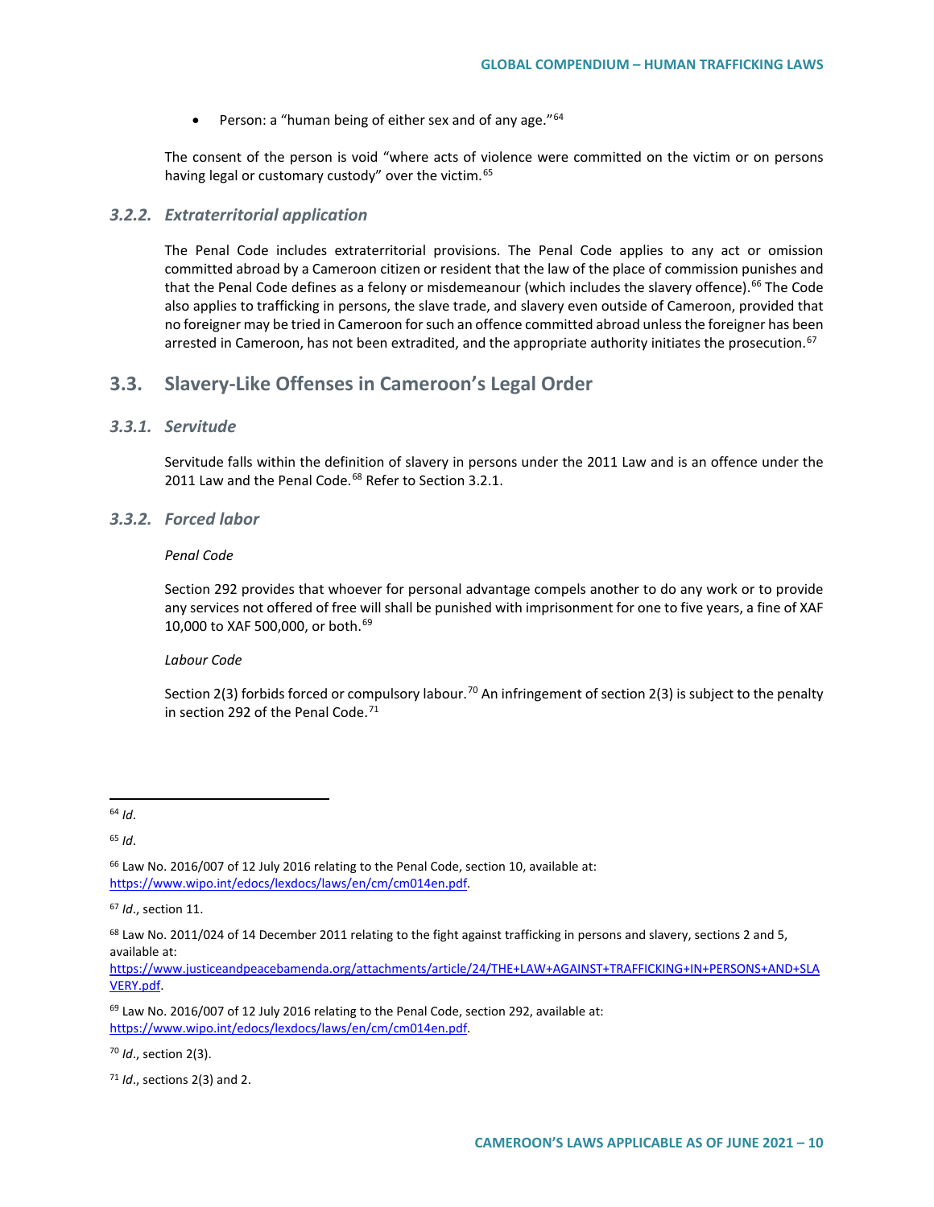- Person: a "human being of either sex and of any age."[64]

The consent of the person is void "where acts of violence were committed on the victim or on persons having legal or customary custody" over the victim.[65]

### *3.2.2. Extraterritorial application*

The Penal Code includes extraterritorial provisions. The Penal Code applies to any act or omission committed abroad by a Cameroon citizen or resident that the law of the place of commission punishes and that the Penal Code defines as a felony or misdemeanour (which includes the slavery offence).[66] The Code also applies to trafficking in persons, the slave trade, and slavery even outside of Cameroon, provided that no foreigner may be tried in Cameroon for such an offence committed abroad unless the foreigner has been arrested in Cameroon, has not been extradited, and the appropriate authority initiates the prosecution.[67]

## 3.3. Slavery-Like Offenses in Cameroon's Legal Order

### *3.3.1. Servitude*

Servitude falls within the definition of slavery in persons under the 2011 Law and is an offence under the 2011 Law and the Penal Code.[68] Refer to Section 3.2.1.

### *3.3.2. Forced labor*

*Penal Code*

Section 292 provides that whoever for personal advantage compels another to do any work or to provide any services not offered of free will shall be punished with imprisonment for one to five years, a fine of XAF 10,000 to XAF 500,000, or both.[69]

*Labour Code*

Section 2(3) forbids forced or compulsory labour.[70] An infringement of section 2(3) is subject to the penalty in section 292 of the Penal Code.[71]

---

[64] *Id*.

[65] *Id*.

[66] Law No. 2016/007 of 12 July 2016 relating to the Penal Code, section 10, available at: https://www.wipo.int/edocs/lexdocs/laws/en/cm/cm014en.pdf.

[67] *Id*., section 11.

[68] Law No. 2011/024 of 14 December 2011 relating to the fight against trafficking in persons and slavery, sections 2 and 5, available at: https://www.justiceandpeacebamenda.org/attachments/article/24/THE+LAW+AGAINST+TRAFFICKING+IN+PERSONS+AND+SLAVERY.pdf.

[69] Law No. 2016/007 of 12 July 2016 relating to the Penal Code, section 292, available at: https://www.wipo.int/edocs/lexdocs/laws/en/cm/cm014en.pdf.

[70] *Id*., section 2(3).

[71] *Id*., sections 2(3) and 2.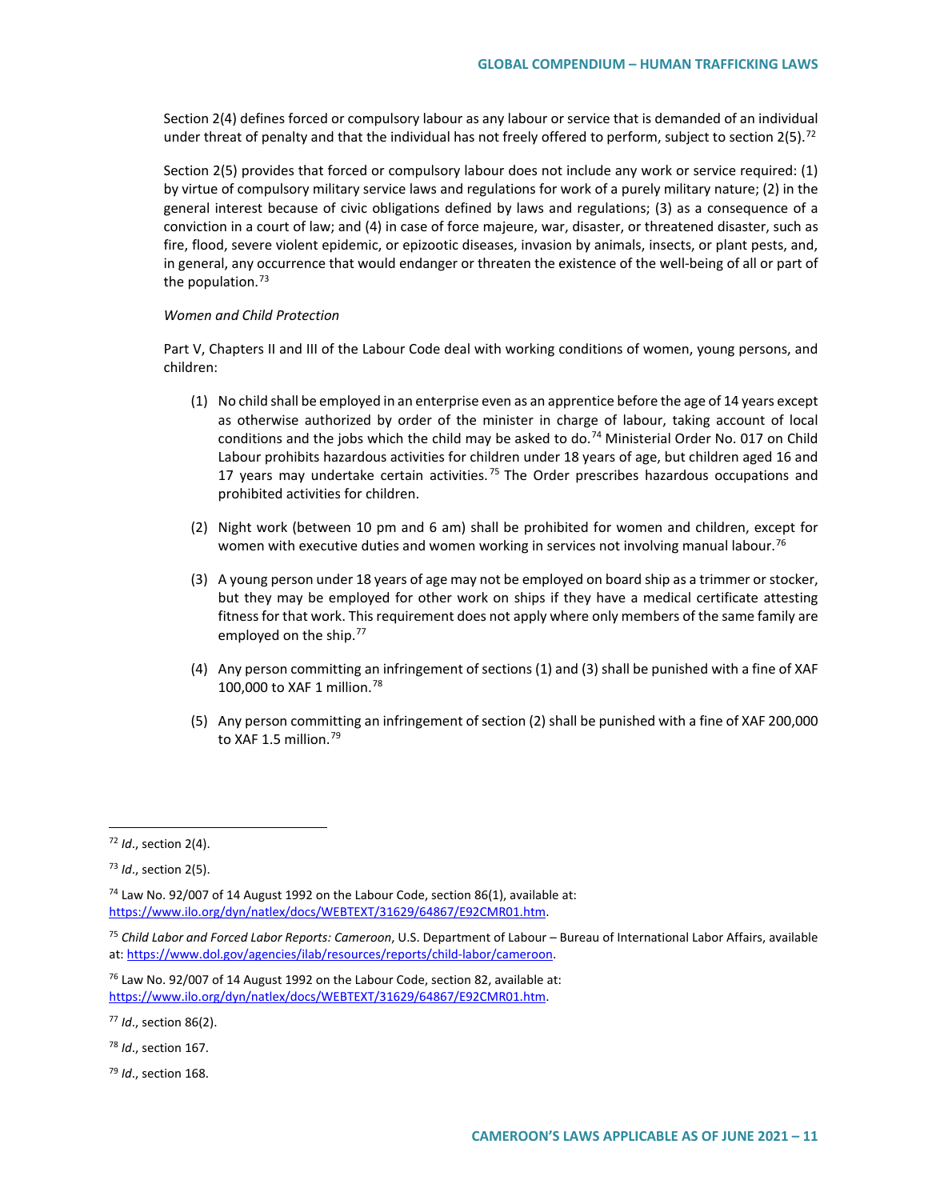Section 2(4) defines forced or compulsory labour as any labour or service that is demanded of an individual under threat of penalty and that the individual has not freely offered to perform, subject to section 2(5).[72]

Section 2(5) provides that forced or compulsory labour does not include any work or service required: (1) by virtue of compulsory military service laws and regulations for work of a purely military nature; (2) in the general interest because of civic obligations defined by laws and regulations; (3) as a consequence of a conviction in a court of law; and (4) in case of force majeure, war, disaster, or threatened disaster, such as fire, flood, severe violent epidemic, or epizootic diseases, invasion by animals, insects, or plant pests, and, in general, any occurrence that would endanger or threaten the existence of the well-being of all or part of the population.[73]

*Women and Child Protection*

Part V, Chapters II and III of the Labour Code deal with working conditions of women, young persons, and children:

(1) No child shall be employed in an enterprise even as an apprentice before the age of 14 years except as otherwise authorized by order of the minister in charge of labour, taking account of local conditions and the jobs which the child may be asked to do.[74] Ministerial Order No. 017 on Child Labour prohibits hazardous activities for children under 18 years of age, but children aged 16 and 17 years may undertake certain activities.[75] The Order prescribes hazardous occupations and prohibited activities for children.

(2) Night work (between 10 pm and 6 am) shall be prohibited for women and children, except for women with executive duties and women working in services not involving manual labour.[76]

(3) A young person under 18 years of age may not be employed on board ship as a trimmer or stocker, but they may be employed for other work on ships if they have a medical certificate attesting fitness for that work. This requirement does not apply where only members of the same family are employed on the ship.[77]

(4) Any person committing an infringement of sections (1) and (3) shall be punished with a fine of XAF 100,000 to XAF 1 million.[78]

(5) Any person committing an infringement of section (2) shall be punished with a fine of XAF 200,000 to XAF 1.5 million.[79]

---

[72] *Id*., section 2(4).

[73] *Id*., section 2(5).

[74] Law No. 92/007 of 14 August 1992 on the Labour Code, section 86(1), available at: https://www.ilo.org/dyn/natlex/docs/WEBTEXT/31629/64867/E92CMR01.htm.

[75] *Child Labor and Forced Labor Reports: Cameroon*, U.S. Department of Labour – Bureau of International Labor Affairs, available at: https://www.dol.gov/agencies/ilab/resources/reports/child-labor/cameroon.

[76] Law No. 92/007 of 14 August 1992 on the Labour Code, section 82, available at: https://www.ilo.org/dyn/natlex/docs/WEBTEXT/31629/64867/E92CMR01.htm.

[77] *Id*., section 86(2).

[78] *Id*., section 167.

[79] *Id*., section 168.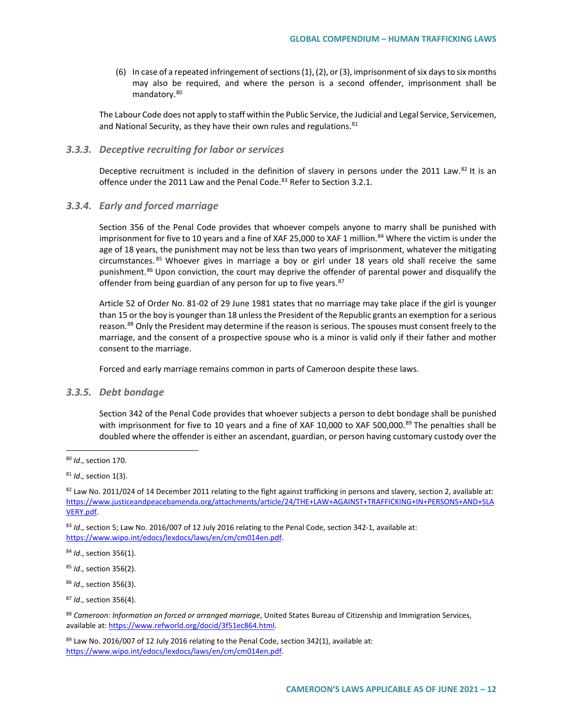(6) In case of a repeated infringement of sections (1), (2), or (3), imprisonment of six days to six months may also be required, and where the person is a second offender, imprisonment shall be mandatory.[80]

The Labour Code does not apply to staff within the Public Service, the Judicial and Legal Service, Servicemen, and National Security, as they have their own rules and regulations.[81]

### *3.3.3. Deceptive recruiting for labor or services*

Deceptive recruitment is included in the definition of slavery in persons under the 2011 Law.[82] It is an offence under the 2011 Law and the Penal Code.[83] Refer to Section 3.2.1.

### *3.3.4. Early and forced marriage*

Section 356 of the Penal Code provides that whoever compels anyone to marry shall be punished with imprisonment for five to 10 years and a fine of XAF 25,000 to XAF 1 million.[84] Where the victim is under the age of 18 years, the punishment may not be less than two years of imprisonment, whatever the mitigating circumstances.[85] Whoever gives in marriage a boy or girl under 18 years old shall receive the same punishment.[86] Upon conviction, the court may deprive the offender of parental power and disqualify the offender from being guardian of any person for up to five years.[87]

Article 52 of Order No. 81-02 of 29 June 1981 states that no marriage may take place if the girl is younger than 15 or the boy is younger than 18 unless the President of the Republic grants an exemption for a serious reason.[88] Only the President may determine if the reason is serious. The spouses must consent freely to the marriage, and the consent of a prospective spouse who is a minor is valid only if their father and mother consent to the marriage.

Forced and early marriage remains common in parts of Cameroon despite these laws.

### *3.3.5. Debt bondage*

Section 342 of the Penal Code provides that whoever subjects a person to debt bondage shall be punished with imprisonment for five to 10 years and a fine of XAF 10,000 to XAF 500,000.[89] The penalties shall be doubled where the offender is either an ascendant, guardian, or person having customary custody over the

---

[80] *Id*., section 170.

[81] *Id*., section 1(3).

[82] Law No. 2011/024 of 14 December 2011 relating to the fight against trafficking in persons and slavery, section 2, available at: https://www.justiceandpeacebamenda.org/attachments/article/24/THE+LAW+AGAINST+TRAFFICKING+IN+PERSONS+AND+SLAVERY.pdf.

[83] *Id*., section 5; Law No. 2016/007 of 12 July 2016 relating to the Penal Code, section 342-1, available at: https://www.wipo.int/edocs/lexdocs/laws/en/cm/cm014en.pdf.

[84] *Id*., section 356(1).

[85] *Id*., section 356(2).

[86] *Id*., section 356(3).

[87] *Id*., section 356(4).

[88] *Cameroon: Information on forced or arranged marriage*, United States Bureau of Citizenship and Immigration Services, available at: https://www.refworld.org/docid/3f51ec864.html.

[89] Law No. 2016/007 of 12 July 2016 relating to the Penal Code, section 342(1), available at: https://www.wipo.int/edocs/lexdocs/laws/en/cm/cm014en.pdf.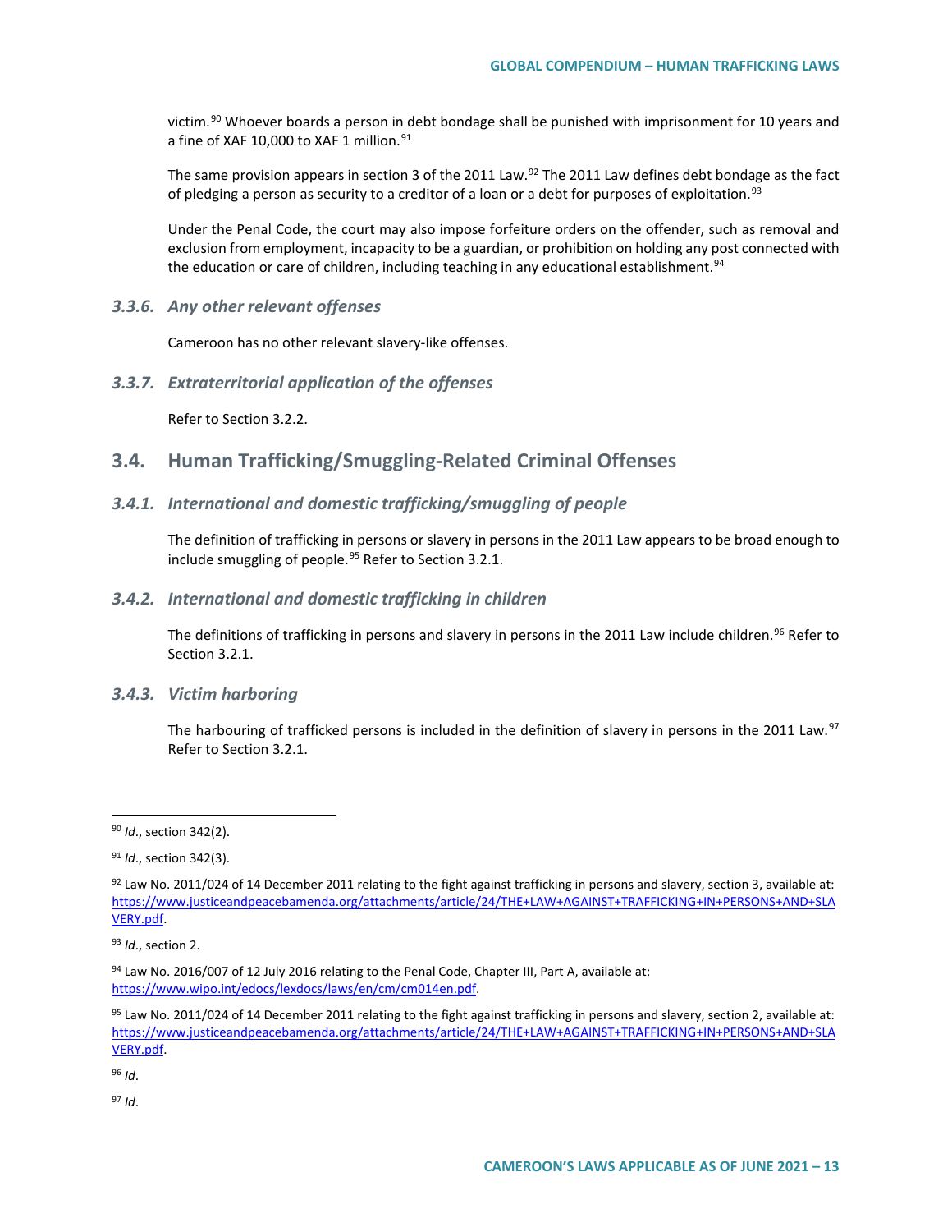victim.[90] Whoever boards a person in debt bondage shall be punished with imprisonment for 10 years and a fine of XAF 10,000 to XAF 1 million.[91]

The same provision appears in section 3 of the 2011 Law.[92] The 2011 Law defines debt bondage as the fact of pledging a person as security to a creditor of a loan or a debt for purposes of exploitation.[93]

Under the Penal Code, the court may also impose forfeiture orders on the offender, such as removal and exclusion from employment, incapacity to be a guardian, or prohibition on holding any post connected with the education or care of children, including teaching in any educational establishment.[94]

### *3.3.6. Any other relevant offenses*

Cameroon has no other relevant slavery-like offenses.

### *3.3.7. Extraterritorial application of the offenses*

Refer to Section 3.2.2.

## 3.4. Human Trafficking/Smuggling-Related Criminal Offenses

### *3.4.1. International and domestic trafficking/smuggling of people*

The definition of trafficking in persons or slavery in persons in the 2011 Law appears to be broad enough to include smuggling of people.[95] Refer to Section 3.2.1.

### *3.4.2. International and domestic trafficking in children*

The definitions of trafficking in persons and slavery in persons in the 2011 Law include children.[96] Refer to Section 3.2.1.

### *3.4.3. Victim harboring*

The harbouring of trafficked persons is included in the definition of slavery in persons in the 2011 Law.[97] Refer to Section 3.2.1.

---

[90] *Id*., section 342(2).

[91] *Id*., section 342(3).

[92] Law No. 2011/024 of 14 December 2011 relating to the fight against trafficking in persons and slavery, section 3, available at: https://www.justiceandpeacebamenda.org/attachments/article/24/THE+LAW+AGAINST+TRAFFICKING+IN+PERSONS+AND+SLAVERY.pdf.

[93] *Id*., section 2.

[94] Law No. 2016/007 of 12 July 2016 relating to the Penal Code, Chapter III, Part A, available at: https://www.wipo.int/edocs/lexdocs/laws/en/cm/cm014en.pdf.

[95] Law No. 2011/024 of 14 December 2011 relating to the fight against trafficking in persons and slavery, section 2, available at: https://www.justiceandpeacebamenda.org/attachments/article/24/THE+LAW+AGAINST+TRAFFICKING+IN+PERSONS+AND+SLAVERY.pdf.

[96] *Id*.

[97] *Id*.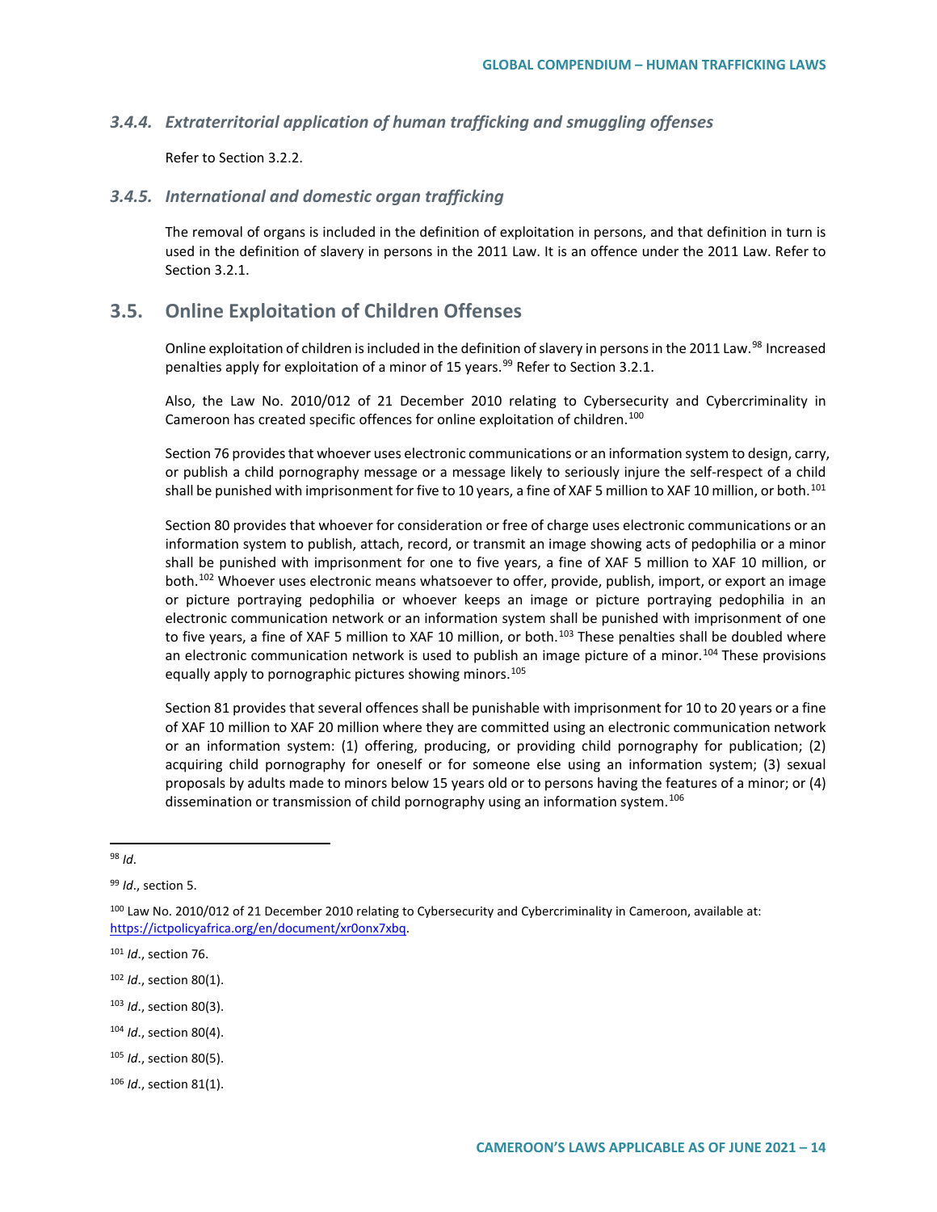### *3.4.4. Extraterritorial application of human trafficking and smuggling offenses*

Refer to Section 3.2.2.

### *3.4.5. International and domestic organ trafficking*

The removal of organs is included in the definition of exploitation in persons, and that definition in turn is used in the definition of slavery in persons in the 2011 Law. It is an offence under the 2011 Law. Refer to Section 3.2.1.

## 3.5. Online Exploitation of Children Offenses

Online exploitation of children is included in the definition of slavery in persons in the 2011 Law.[98] Increased penalties apply for exploitation of a minor of 15 years.[99] Refer to Section 3.2.1.

Also, the Law No. 2010/012 of 21 December 2010 relating to Cybersecurity and Cybercriminality in Cameroon has created specific offences for online exploitation of children.[100]

Section 76 provides that whoever uses electronic communications or an information system to design, carry, or publish a child pornography message or a message likely to seriously injure the self-respect of a child shall be punished with imprisonment for five to 10 years, a fine of XAF 5 million to XAF 10 million, or both.[101]

Section 80 provides that whoever for consideration or free of charge uses electronic communications or an information system to publish, attach, record, or transmit an image showing acts of pedophilia or a minor shall be punished with imprisonment for one to five years, a fine of XAF 5 million to XAF 10 million, or both.[102] Whoever uses electronic means whatsoever to offer, provide, publish, import, or export an image or picture portraying pedophilia or whoever keeps an image or picture portraying pedophilia in an electronic communication network or an information system shall be punished with imprisonment of one to five years, a fine of XAF 5 million to XAF 10 million, or both.[103] These penalties shall be doubled where an electronic communication network is used to publish an image picture of a minor.[104] These provisions equally apply to pornographic pictures showing minors.[105]

Section 81 provides that several offences shall be punishable with imprisonment for 10 to 20 years or a fine of XAF 10 million to XAF 20 million where they are committed using an electronic communication network or an information system: (1) offering, producing, or providing child pornography for publication; (2) acquiring child pornography for oneself or for someone else using an information system; (3) sexual proposals by adults made to minors below 15 years old or to persons having the features of a minor; or (4) dissemination or transmission of child pornography using an information system.[106]

---

[98] *Id*.

[99] *Id*., section 5.

[100] Law No. 2010/012 of 21 December 2010 relating to Cybersecurity and Cybercriminality in Cameroon, available at: https://ictpolicyafrica.org/en/document/xr0onx7xbq.

[101] *Id*., section 76.

[102] *Id*., section 80(1).

[103] *Id*., section 80(3).

[104] *Id*., section 80(4).

[105] *Id*., section 80(5).

[106] *Id*., section 81(1).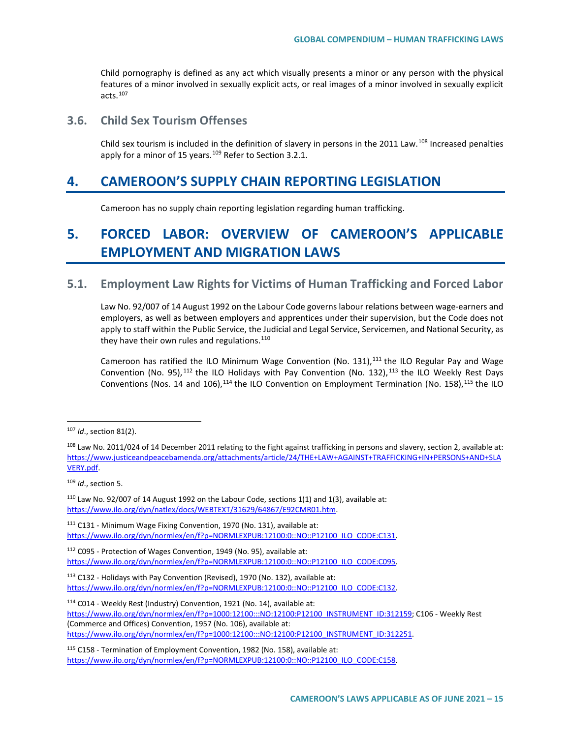Child pornography is defined as any act which visually presents a minor or any person with the physical features of a minor involved in sexually explicit acts, or real images of a minor involved in sexually explicit acts.[107]

### 3.6. Child Sex Tourism Offenses

Child sex tourism is included in the definition of slavery in persons in the 2011 Law.[108] Increased penalties apply for a minor of 15 years.[109] Refer to Section 3.2.1.

## 4. CAMEROON'S SUPPLY CHAIN REPORTING LEGISLATION

Cameroon has no supply chain reporting legislation regarding human trafficking.

## 5. FORCED LABOR: OVERVIEW OF CAMEROON'S APPLICABLE EMPLOYMENT AND MIGRATION LAWS

### 5.1. Employment Law Rights for Victims of Human Trafficking and Forced Labor

Law No. 92/007 of 14 August 1992 on the Labour Code governs labour relations between wage-earners and employers, as well as between employers and apprentices under their supervision, but the Code does not apply to staff within the Public Service, the Judicial and Legal Service, Servicemen, and National Security, as they have their own rules and regulations.[110]

Cameroon has ratified the ILO Minimum Wage Convention (No. 131),[111] the ILO Regular Pay and Wage Convention (No. 95),[112] the ILO Holidays with Pay Convention (No. 132),[113] the ILO Weekly Rest Days Conventions (Nos. 14 and 106),[114] the ILO Convention on Employment Termination (No. 158),[115] the ILO

---

[107] *Id*., section 81(2).

[108] Law No. 2011/024 of 14 December 2011 relating to the fight against trafficking in persons and slavery, section 2, available at: https://www.justiceandpeacebamenda.org/attachments/article/24/THE+LAW+AGAINST+TRAFFICKING+IN+PERSONS+AND+SLAVERY.pdf.

[109] *Id*., section 5.

[110] Law No. 92/007 of 14 August 1992 on the Labour Code, sections 1(1) and 1(3), available at: https://www.ilo.org/dyn/natlex/docs/WEBTEXT/31629/64867/E92CMR01.htm.

[111] C131 - Minimum Wage Fixing Convention, 1970 (No. 131), available at: https://www.ilo.org/dyn/normlex/en/f?p=NORMLEXPUB:12100:0::NO::P12100_ILO_CODE:C131.

[112] C095 - Protection of Wages Convention, 1949 (No. 95), available at: https://www.ilo.org/dyn/normlex/en/f?p=NORMLEXPUB:12100:0::NO::P12100_ILO_CODE:C095.

[113] C132 - Holidays with Pay Convention (Revised), 1970 (No. 132), available at: https://www.ilo.org/dyn/normlex/en/f?p=NORMLEXPUB:12100:0::NO::P12100_ILO_CODE:C132.

[114] C014 - Weekly Rest (Industry) Convention, 1921 (No. 14), available at: https://www.ilo.org/dyn/normlex/en/f?p=1000:12100:::NO:12100:P12100_INSTRUMENT_ID:312159; C106 - Weekly Rest (Commerce and Offices) Convention, 1957 (No. 106), available at: https://www.ilo.org/dyn/normlex/en/f?p=1000:12100:::NO:12100:P12100_INSTRUMENT_ID:312251.

[115] C158 - Termination of Employment Convention, 1982 (No. 158), available at: https://www.ilo.org/dyn/normlex/en/f?p=NORMLEXPUB:12100:0::NO::P12100_ILO_CODE:C158.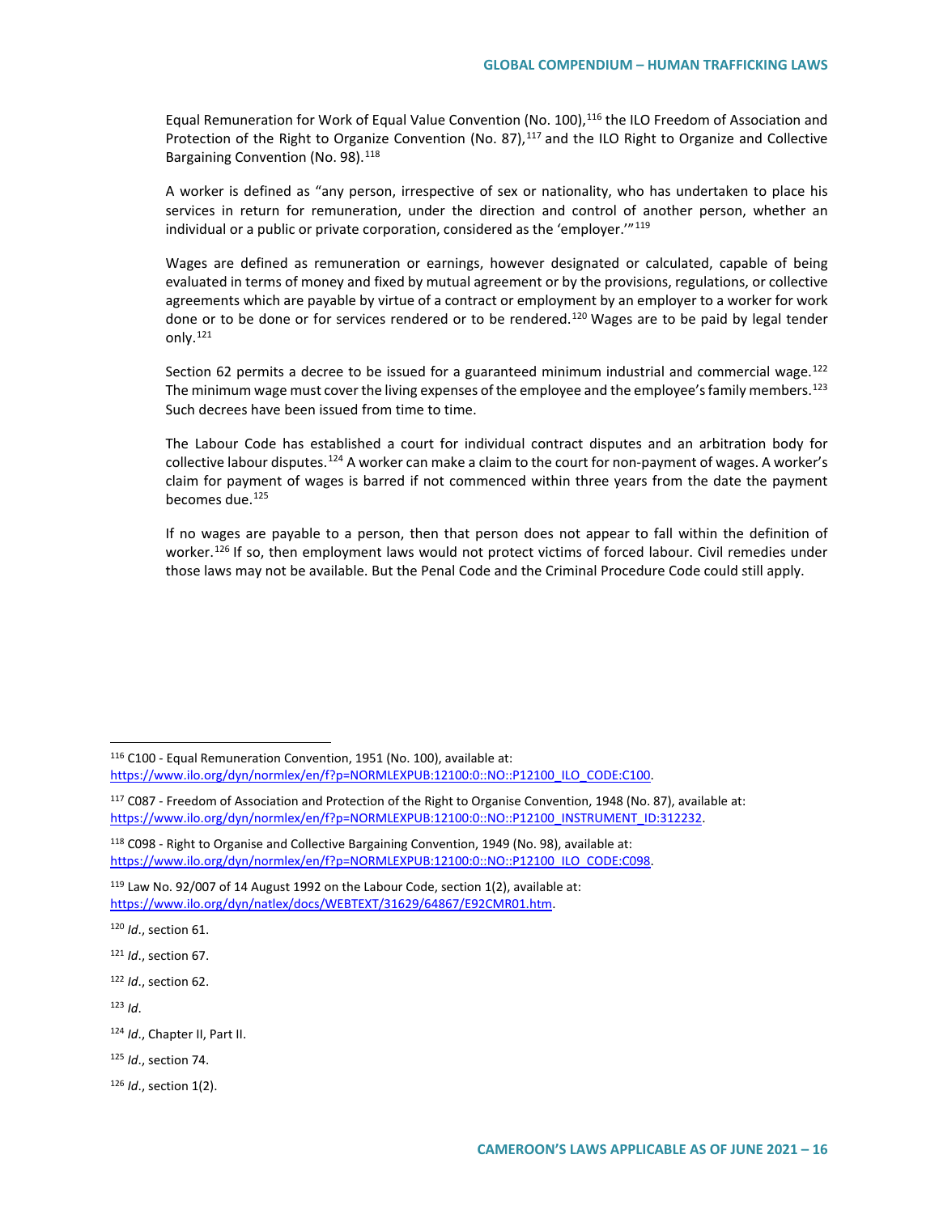Equal Remuneration for Work of Equal Value Convention (No. 100),[116] the ILO Freedom of Association and Protection of the Right to Organize Convention (No. 87),[117] and the ILO Right to Organize and Collective Bargaining Convention (No. 98).[118]

A worker is defined as "any person, irrespective of sex or nationality, who has undertaken to place his services in return for remuneration, under the direction and control of another person, whether an individual or a public or private corporation, considered as the 'employer.'"[119]

Wages are defined as remuneration or earnings, however designated or calculated, capable of being evaluated in terms of money and fixed by mutual agreement or by the provisions, regulations, or collective agreements which are payable by virtue of a contract or employment by an employer to a worker for work done or to be done or for services rendered or to be rendered.[120] Wages are to be paid by legal tender only.[121]

Section 62 permits a decree to be issued for a guaranteed minimum industrial and commercial wage.[122] The minimum wage must cover the living expenses of the employee and the employee's family members.[123] Such decrees have been issued from time to time.

The Labour Code has established a court for individual contract disputes and an arbitration body for collective labour disputes.[124] A worker can make a claim to the court for non-payment of wages. A worker's claim for payment of wages is barred if not commenced within three years from the date the payment becomes due.[125]

If no wages are payable to a person, then that person does not appear to fall within the definition of worker.[126] If so, then employment laws would not protect victims of forced labour. Civil remedies under those laws may not be available. But the Penal Code and the Criminal Procedure Code could still apply.

---

[116] C100 - Equal Remuneration Convention, 1951 (No. 100), available at: https://www.ilo.org/dyn/normlex/en/f?p=NORMLEXPUB:12100:0::NO::P12100_ILO_CODE:C100.

[117] C087 - Freedom of Association and Protection of the Right to Organise Convention, 1948 (No. 87), available at: https://www.ilo.org/dyn/normlex/en/f?p=NORMLEXPUB:12100:0::NO::P12100_INSTRUMENT_ID:312232.

[118] C098 - Right to Organise and Collective Bargaining Convention, 1949 (No. 98), available at: https://www.ilo.org/dyn/normlex/en/f?p=NORMLEXPUB:12100:0::NO::P12100_ILO_CODE:C098.

[119] Law No. 92/007 of 14 August 1992 on the Labour Code, section 1(2), available at: https://www.ilo.org/dyn/natlex/docs/WEBTEXT/31629/64867/E92CMR01.htm.

[120] *Id*., section 61.

[121] *Id*., section 67.

[122] *Id*., section 62.

[123] *Id*.

[124] *Id*., Chapter II, Part II.

[125] *Id*., section 74.

[126] *Id*., section 1(2).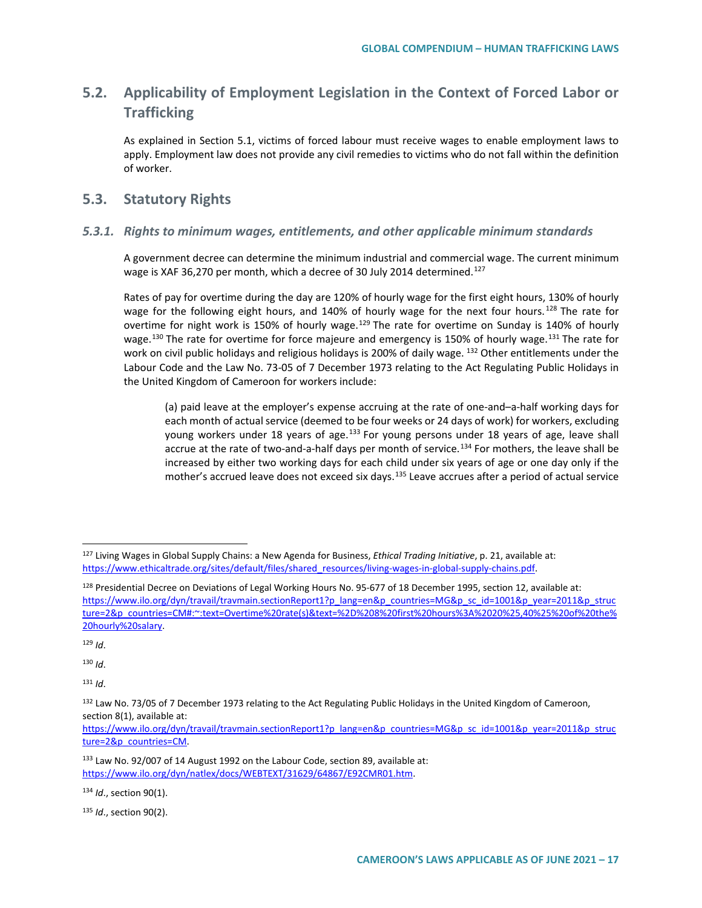## 5.2. Applicability of Employment Legislation in the Context of Forced Labor or Trafficking

As explained in Section 5.1, victims of forced labour must receive wages to enable employment laws to apply. Employment law does not provide any civil remedies to victims who do not fall within the definition of worker.

## 5.3. Statutory Rights

### *5.3.1. Rights to minimum wages, entitlements, and other applicable minimum standards*

A government decree can determine the minimum industrial and commercial wage. The current minimum wage is XAF 36,270 per month, which a decree of 30 July 2014 determined.[127]

Rates of pay for overtime during the day are 120% of hourly wage for the first eight hours, 130% of hourly wage for the following eight hours, and 140% of hourly wage for the next four hours.[128] The rate for overtime for night work is 150% of hourly wage.[129] The rate for overtime on Sunday is 140% of hourly wage.[130] The rate for overtime for force majeure and emergency is 150% of hourly wage.[131] The rate for work on civil public holidays and religious holidays is 200% of daily wage.[132] Other entitlements under the Labour Code and the Law No. 73-05 of 7 December 1973 relating to the Act Regulating Public Holidays in the United Kingdom of Cameroon for workers include:

> (a) paid leave at the employer's expense accruing at the rate of one-and–a-half working days for each month of actual service (deemed to be four weeks or 24 days of work) for workers, excluding young workers under 18 years of age.[133] For young persons under 18 years of age, leave shall accrue at the rate of two-and-a-half days per month of service.[134] For mothers, the leave shall be increased by either two working days for each child under six years of age or one day only if the mother's accrued leave does not exceed six days.[135] Leave accrues after a period of actual service

---

[127] Living Wages in Global Supply Chains: a New Agenda for Business, *Ethical Trading Initiative*, p. 21, available at: https://www.ethicaltrade.org/sites/default/files/shared_resources/living-wages-in-global-supply-chains.pdf.

[128] Presidential Decree on Deviations of Legal Working Hours No. 95-677 of 18 December 1995, section 12, available at: https://www.ilo.org/dyn/travail/travmain.sectionReport1?p_lang=en&p_countries=MG&p_sc_id=1001&p_year=2011&p_structure=2&p_countries=CM#:~:text=Overtime%20rate(s)&text=%2D%208%20first%20hours%3A%2020%25,40%25%20of%20the%20hourly%20salary.

[129] *Id*.

[130] *Id*.

[131] *Id*.

[132] Law No. 73/05 of 7 December 1973 relating to the Act Regulating Public Holidays in the United Kingdom of Cameroon, section 8(1), available at: https://www.ilo.org/dyn/travail/travmain.sectionReport1?p_lang=en&p_countries=MG&p_sc_id=1001&p_year=2011&p_structure=2&p_countries=CM.

[133] Law No. 92/007 of 14 August 1992 on the Labour Code, section 89, available at: https://www.ilo.org/dyn/natlex/docs/WEBTEXT/31629/64867/E92CMR01.htm.

[134] *Id*., section 90(1).

[135] *Id*., section 90(2).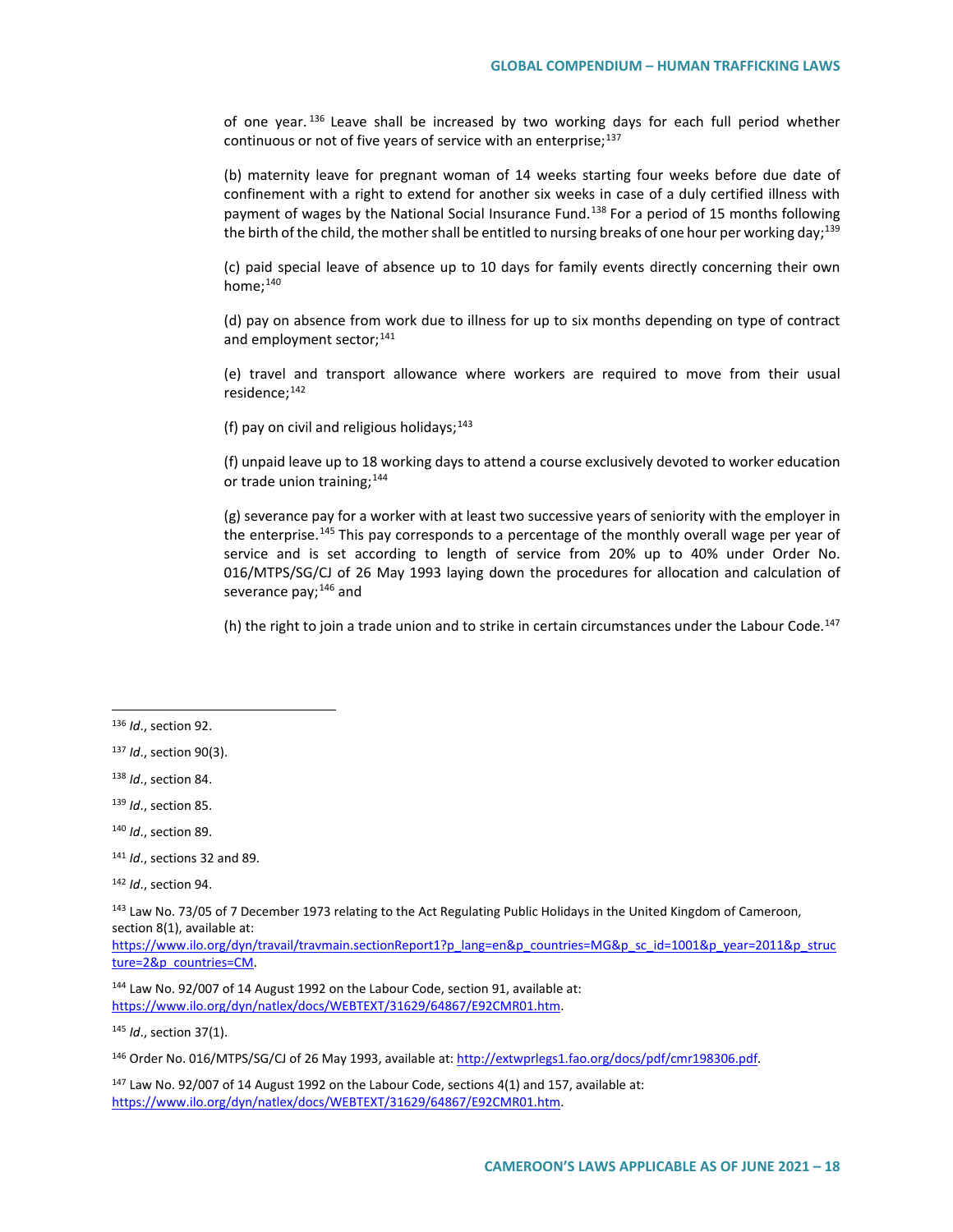of one year.[136] Leave shall be increased by two working days for each full period whether continuous or not of five years of service with an enterprise;[137]

(b) maternity leave for pregnant woman of 14 weeks starting four weeks before due date of confinement with a right to extend for another six weeks in case of a duly certified illness with payment of wages by the National Social Insurance Fund.[138] For a period of 15 months following the birth of the child, the mother shall be entitled to nursing breaks of one hour per working day;[139]

(c) paid special leave of absence up to 10 days for family events directly concerning their own home;[140]

(d) pay on absence from work due to illness for up to six months depending on type of contract and employment sector;[141]

(e) travel and transport allowance where workers are required to move from their usual residence;[142]

(f) pay on civil and religious holidays;[143]

(f) unpaid leave up to 18 working days to attend a course exclusively devoted to worker education or trade union training;[144]

(g) severance pay for a worker with at least two successive years of seniority with the employer in the enterprise.[145] This pay corresponds to a percentage of the monthly overall wage per year of service and is set according to length of service from 20% up to 40% under Order No. 016/MTPS/SG/CJ of 26 May 1993 laying down the procedures for allocation and calculation of severance pay;[146] and

(h) the right to join a trade union and to strike in certain circumstances under the Labour Code.[147]

---

[136] *Id*., section 92.

[137] *Id*., section 90(3).

[138] *Id*., section 84.

[139] *Id*., section 85.

[140] *Id*., section 89.

[141] *Id*., sections 32 and 89.

[142] *Id*., section 94.

[143] Law No. 73/05 of 7 December 1973 relating to the Act Regulating Public Holidays in the United Kingdom of Cameroon, section 8(1), available at: https://www.ilo.org/dyn/travail/travmain.sectionReport1?p_lang=en&p_countries=MG&p_sc_id=1001&p_year=2011&p_structure=2&p_countries=CM.

[144] Law No. 92/007 of 14 August 1992 on the Labour Code, section 91, available at: https://www.ilo.org/dyn/natlex/docs/WEBTEXT/31629/64867/E92CMR01.htm.

[145] *Id*., section 37(1).

[146] Order No. 016/MTPS/SG/CJ of 26 May 1993, available at: http://extwprlegs1.fao.org/docs/pdf/cmr198306.pdf.

[147] Law No. 92/007 of 14 August 1992 on the Labour Code, sections 4(1) and 157, available at: https://www.ilo.org/dyn/natlex/docs/WEBTEXT/31629/64867/E92CMR01.htm.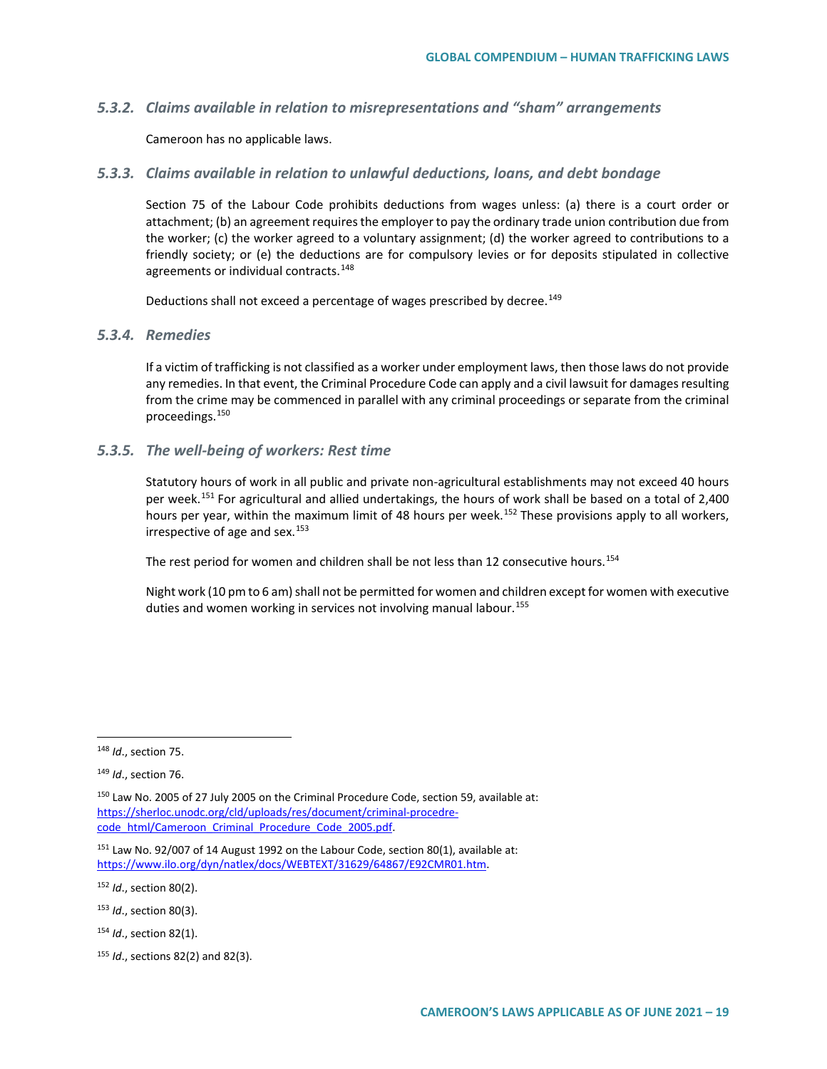### *5.3.2. Claims available in relation to misrepresentations and "sham" arrangements*

Cameroon has no applicable laws.

### *5.3.3. Claims available in relation to unlawful deductions, loans, and debt bondage*

Section 75 of the Labour Code prohibits deductions from wages unless: (a) there is a court order or attachment; (b) an agreement requires the employer to pay the ordinary trade union contribution due from the worker; (c) the worker agreed to a voluntary assignment; (d) the worker agreed to contributions to a friendly society; or (e) the deductions are for compulsory levies or for deposits stipulated in collective agreements or individual contracts.[148]

Deductions shall not exceed a percentage of wages prescribed by decree.[149]

### *5.3.4. Remedies*

If a victim of trafficking is not classified as a worker under employment laws, then those laws do not provide any remedies. In that event, the Criminal Procedure Code can apply and a civil lawsuit for damages resulting from the crime may be commenced in parallel with any criminal proceedings or separate from the criminal proceedings.[150]

### *5.3.5. The well-being of workers: Rest time*

Statutory hours of work in all public and private non-agricultural establishments may not exceed 40 hours per week.[151] For agricultural and allied undertakings, the hours of work shall be based on a total of 2,400 hours per year, within the maximum limit of 48 hours per week.[152] These provisions apply to all workers, irrespective of age and sex.[153]

The rest period for women and children shall be not less than 12 consecutive hours.[154]

Night work (10 pm to 6 am) shall not be permitted for women and children except for women with executive duties and women working in services not involving manual labour.[155]

---

[148] *Id*., section 75.

[149] *Id*., section 76.

[150] Law No. 2005 of 27 July 2005 on the Criminal Procedure Code, section 59, available at: https://sherloc.unodc.org/cld/uploads/res/document/criminal-procedre-code_html/Cameroon_Criminal_Procedure_Code_2005.pdf.

[151] Law No. 92/007 of 14 August 1992 on the Labour Code, section 80(1), available at: https://www.ilo.org/dyn/natlex/docs/WEBTEXT/31629/64867/E92CMR01.htm.

[152] *Id*., section 80(2).

[153] *Id*., section 80(3).

[154] *Id*., section 82(1).

[155] *Id*., sections 82(2) and 82(3).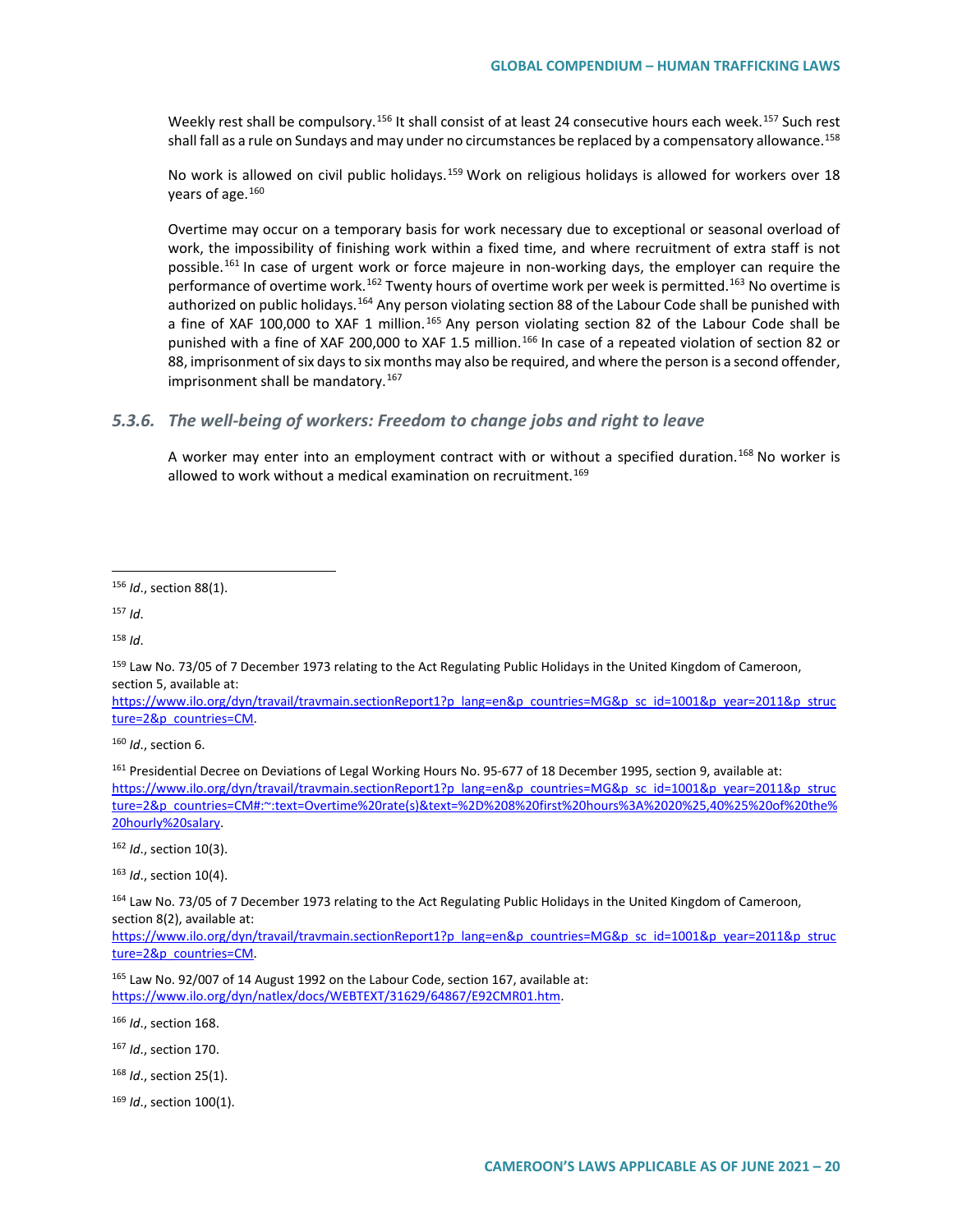Weekly rest shall be compulsory.[156] It shall consist of at least 24 consecutive hours each week.[157] Such rest shall fall as a rule on Sundays and may under no circumstances be replaced by a compensatory allowance.[158]

No work is allowed on civil public holidays.[159] Work on religious holidays is allowed for workers over 18 years of age.[160]

Overtime may occur on a temporary basis for work necessary due to exceptional or seasonal overload of work, the impossibility of finishing work within a fixed time, and where recruitment of extra staff is not possible.[161] In case of urgent work or force majeure in non-working days, the employer can require the performance of overtime work.[162] Twenty hours of overtime work per week is permitted.[163] No overtime is authorized on public holidays.[164] Any person violating section 88 of the Labour Code shall be punished with a fine of XAF 100,000 to XAF 1 million.[165] Any person violating section 82 of the Labour Code shall be punished with a fine of XAF 200,000 to XAF 1.5 million.[166] In case of a repeated violation of section 82 or 88, imprisonment of six days to six months may also be required, and where the person is a second offender, imprisonment shall be mandatory.[167]

### *5.3.6. The well-being of workers: Freedom to change jobs and right to leave*

A worker may enter into an employment contract with or without a specified duration.[168] No worker is allowed to work without a medical examination on recruitment.[169]

---

[156] *Id*., section 88(1).

[157] *Id*.

[158] *Id*.

[159] Law No. 73/05 of 7 December 1973 relating to the Act Regulating Public Holidays in the United Kingdom of Cameroon, section 5, available at: https://www.ilo.org/dyn/travail/travmain.sectionReport1?p_lang=en&p_countries=MG&p_sc_id=1001&p_year=2011&p_structure=2&p_countries=CM.

[160] *Id*., section 6.

[161] Presidential Decree on Deviations of Legal Working Hours No. 95-677 of 18 December 1995, section 9, available at: https://www.ilo.org/dyn/travail/travmain.sectionReport1?p_lang=en&p_countries=MG&p_sc_id=1001&p_year=2011&p_structure=2&p_countries=CM#:~:text=Overtime%20rate(s)&text=%2D%208%20first%20hours%3A%2020%25,40%25%20of%20the%20hourly%20salary.

[162] *Id*., section 10(3).

[163] *Id*., section 10(4).

[164] Law No. 73/05 of 7 December 1973 relating to the Act Regulating Public Holidays in the United Kingdom of Cameroon, section 8(2), available at: https://www.ilo.org/dyn/travail/travmain.sectionReport1?p_lang=en&p_countries=MG&p_sc_id=1001&p_year=2011&p_structure=2&p_countries=CM.

[165] Law No. 92/007 of 14 August 1992 on the Labour Code, section 167, available at: https://www.ilo.org/dyn/natlex/docs/WEBTEXT/31629/64867/E92CMR01.htm.

[166] *Id*., section 168.

[167] *Id*., section 170.

[168] *Id*., section 25(1).

[169] *Id*., section 100(1).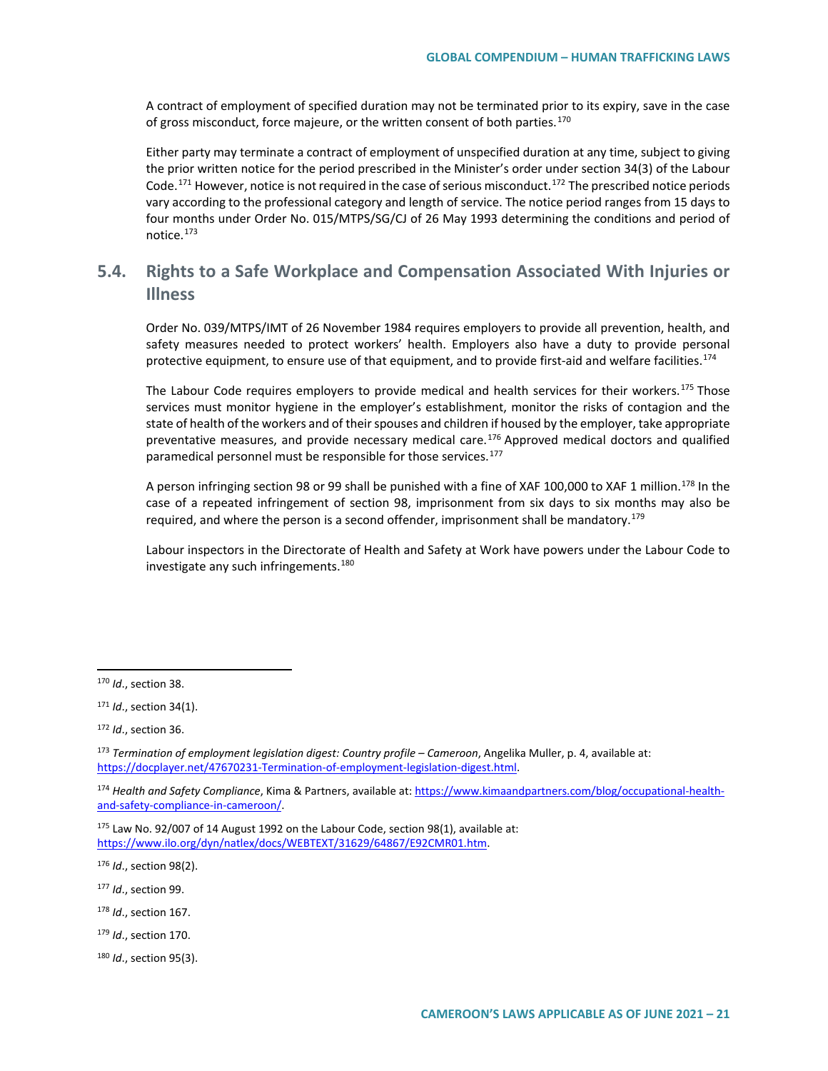A contract of employment of specified duration may not be terminated prior to its expiry, save in the case of gross misconduct, force majeure, or the written consent of both parties.[170]

Either party may terminate a contract of employment of unspecified duration at any time, subject to giving the prior written notice for the period prescribed in the Minister's order under section 34(3) of the Labour Code.[171] However, notice is not required in the case of serious misconduct.[172] The prescribed notice periods vary according to the professional category and length of service. The notice period ranges from 15 days to four months under Order No. 015/MTPS/SG/CJ of 26 May 1993 determining the conditions and period of notice.[173]

## 5.4. Rights to a Safe Workplace and Compensation Associated With Injuries or Illness

Order No. 039/MTPS/IMT of 26 November 1984 requires employers to provide all prevention, health, and safety measures needed to protect workers' health. Employers also have a duty to provide personal protective equipment, to ensure use of that equipment, and to provide first-aid and welfare facilities.[174]

The Labour Code requires employers to provide medical and health services for their workers.[175] Those services must monitor hygiene in the employer's establishment, monitor the risks of contagion and the state of health of the workers and of their spouses and children if housed by the employer, take appropriate preventative measures, and provide necessary medical care.[176] Approved medical doctors and qualified paramedical personnel must be responsible for those services.[177]

A person infringing section 98 or 99 shall be punished with a fine of XAF 100,000 to XAF 1 million.[178] In the case of a repeated infringement of section 98, imprisonment from six days to six months may also be required, and where the person is a second offender, imprisonment shall be mandatory.[179]

Labour inspectors in the Directorate of Health and Safety at Work have powers under the Labour Code to investigate any such infringements.[180]

---

[170] *Id*., section 38.

[171] *Id*., section 34(1).

[172] *Id*., section 36.

[173] *Termination of employment legislation digest: Country profile – Cameroon*, Angelika Muller, p. 4, available at: https://docplayer.net/47670231-Termination-of-employment-legislation-digest.html.

[174] *Health and Safety Compliance*, Kima & Partners, available at: https://www.kimaandpartners.com/blog/occupational-health-and-safety-compliance-in-cameroon/.

[175] Law No. 92/007 of 14 August 1992 on the Labour Code, section 98(1), available at: https://www.ilo.org/dyn/natlex/docs/WEBTEXT/31629/64867/E92CMR01.htm.

[176] *Id*., section 98(2).

[177] *Id*., section 99.

[178] *Id*., section 167.

[179] *Id*., section 170.

[180] *Id*., section 95(3).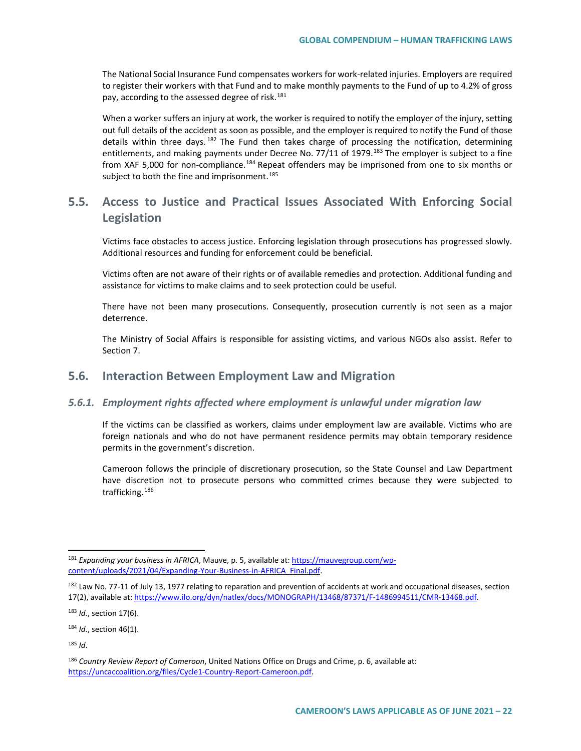The National Social Insurance Fund compensates workers for work-related injuries. Employers are required to register their workers with that Fund and to make monthly payments to the Fund of up to 4.2% of gross pay, according to the assessed degree of risk.[181]

When a worker suffers an injury at work, the worker is required to notify the employer of the injury, setting out full details of the accident as soon as possible, and the employer is required to notify the Fund of those details within three days.[182] The Fund then takes charge of processing the notification, determining entitlements, and making payments under Decree No. 77/11 of 1979.[183] The employer is subject to a fine from XAF 5,000 for non-compliance.[184] Repeat offenders may be imprisoned from one to six months or subject to both the fine and imprisonment.[185]

## 5.5. Access to Justice and Practical Issues Associated With Enforcing Social Legislation

Victims face obstacles to access justice. Enforcing legislation through prosecutions has progressed slowly. Additional resources and funding for enforcement could be beneficial.

Victims often are not aware of their rights or of available remedies and protection. Additional funding and assistance for victims to make claims and to seek protection could be useful.

There have not been many prosecutions. Consequently, prosecution currently is not seen as a major deterrence.

The Ministry of Social Affairs is responsible for assisting victims, and various NGOs also assist. Refer to Section 7.

## 5.6. Interaction Between Employment Law and Migration

### *5.6.1. Employment rights affected where employment is unlawful under migration law*

If the victims can be classified as workers, claims under employment law are available. Victims who are foreign nationals and who do not have permanent residence permits may obtain temporary residence permits in the government's discretion.

Cameroon follows the principle of discretionary prosecution, so the State Counsel and Law Department have discretion not to prosecute persons who committed crimes because they were subjected to trafficking.[186]

---

[181] *Expanding your business in AFRICA*, Mauve, p. 5, available at: https://mauvegroup.com/wp-content/uploads/2021/04/Expanding-Your-Business-in-AFRICA_Final.pdf.

[182] Law No. 77-11 of July 13, 1977 relating to reparation and prevention of accidents at work and occupational diseases, section 17(2), available at: https://www.ilo.org/dyn/natlex/docs/MONOGRAPH/13468/87371/F-1486994511/CMR-13468.pdf.

[183] *Id*., section 17(6).

[184] *Id*., section 46(1).

[185] *Id*.

[186] *Country Review Report of Cameroon*, United Nations Office on Drugs and Crime, p. 6, available at: https://uncaccoalition.org/files/Cycle1-Country-Report-Cameroon.pdf.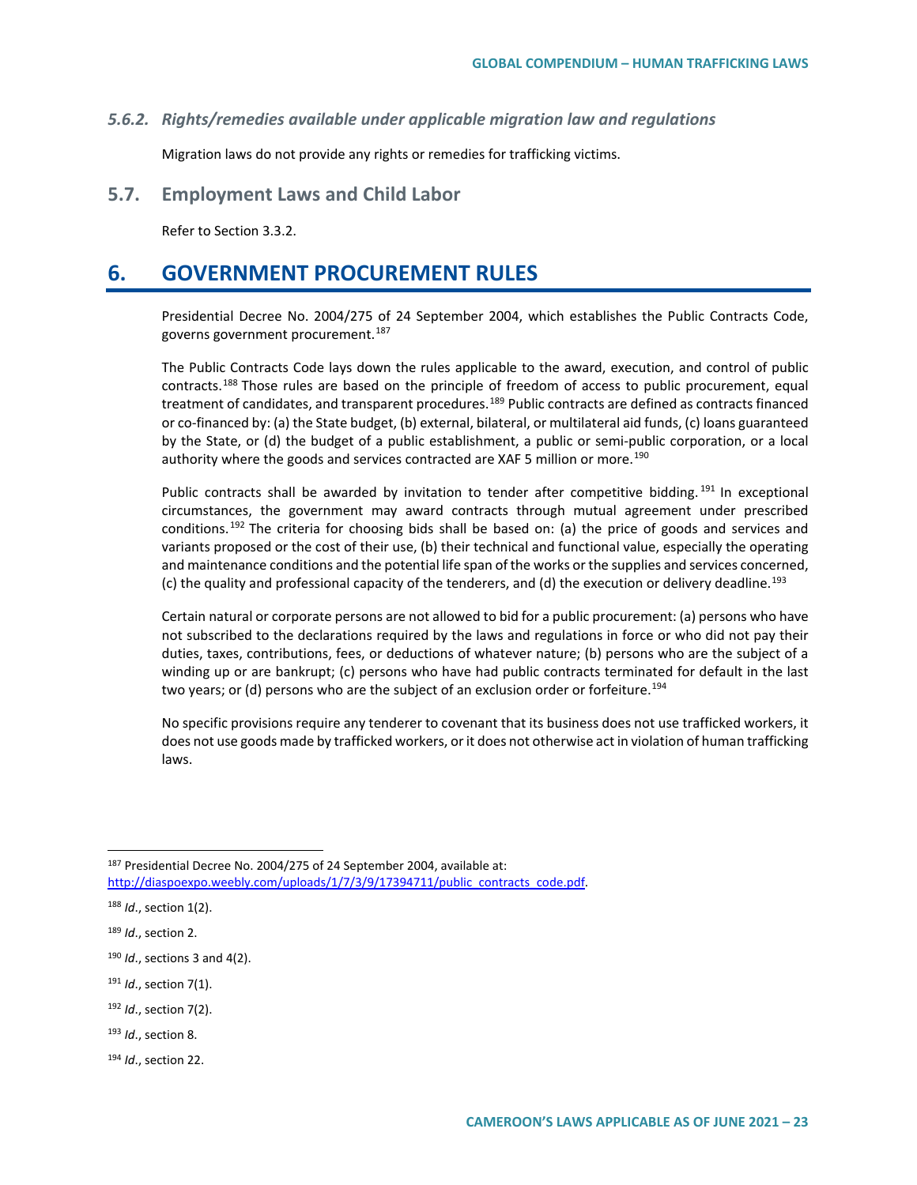#### 5.6.2. *Rights/remedies available under applicable migration law and regulations*

Migration laws do not provide any rights or remedies for trafficking victims.

### 5.7. Employment Laws and Child Labor

Refer to Section 3.3.2.

## 6. GOVERNMENT PROCUREMENT RULES

Presidential Decree No. 2004/275 of 24 September 2004, which establishes the Public Contracts Code, governs government procurement.[187]

The Public Contracts Code lays down the rules applicable to the award, execution, and control of public contracts.[188] Those rules are based on the principle of freedom of access to public procurement, equal treatment of candidates, and transparent procedures.[189] Public contracts are defined as contracts financed or co-financed by: (a) the State budget, (b) external, bilateral, or multilateral aid funds, (c) loans guaranteed by the State, or (d) the budget of a public establishment, a public or semi-public corporation, or a local authority where the goods and services contracted are XAF 5 million or more.[190]

Public contracts shall be awarded by invitation to tender after competitive bidding.[191] In exceptional circumstances, the government may award contracts through mutual agreement under prescribed conditions.[192] The criteria for choosing bids shall be based on: (a) the price of goods and services and variants proposed or the cost of their use, (b) their technical and functional value, especially the operating and maintenance conditions and the potential life span of the works or the supplies and services concerned, (c) the quality and professional capacity of the tenderers, and (d) the execution or delivery deadline.[193]

Certain natural or corporate persons are not allowed to bid for a public procurement: (a) persons who have not subscribed to the declarations required by the laws and regulations in force or who did not pay their duties, taxes, contributions, fees, or deductions of whatever nature; (b) persons who are the subject of a winding up or are bankrupt; (c) persons who have had public contracts terminated for default in the last two years; or (d) persons who are the subject of an exclusion order or forfeiture.[194]

No specific provisions require any tenderer to covenant that its business does not use trafficked workers, it does not use goods made by trafficked workers, or it does not otherwise act in violation of human trafficking laws.

---

[187] Presidential Decree No. 2004/275 of 24 September 2004, available at: http://diaspoexpo.weebly.com/uploads/1/7/3/9/17394711/public_contracts_code.pdf.

[188] *Id*., section 1(2).

[189] *Id*., section 2.

[190] *Id*., sections 3 and 4(2).

[191] *Id*., section 7(1).

[192] *Id*., section 7(2).

[193] *Id*., section 8.

[194] *Id*., section 22.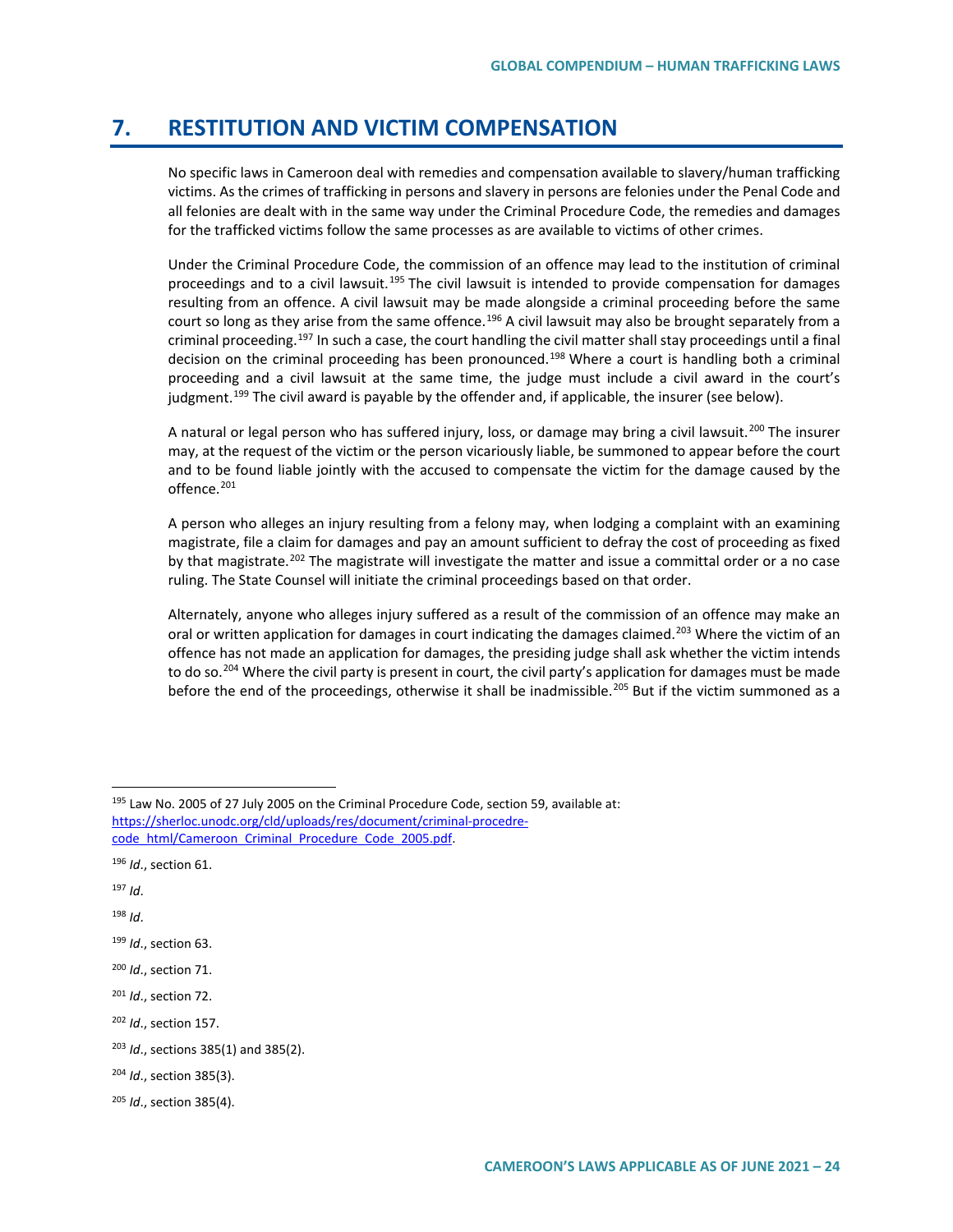## 7. RESTITUTION AND VICTIM COMPENSATION

No specific laws in Cameroon deal with remedies and compensation available to slavery/human trafficking victims. As the crimes of trafficking in persons and slavery in persons are felonies under the Penal Code and all felonies are dealt with in the same way under the Criminal Procedure Code, the remedies and damages for the trafficked victims follow the same processes as are available to victims of other crimes.

Under the Criminal Procedure Code, the commission of an offence may lead to the institution of criminal proceedings and to a civil lawsuit.[195] The civil lawsuit is intended to provide compensation for damages resulting from an offence. A civil lawsuit may be made alongside a criminal proceeding before the same court so long as they arise from the same offence.[196] A civil lawsuit may also be brought separately from a criminal proceeding.[197] In such a case, the court handling the civil matter shall stay proceedings until a final decision on the criminal proceeding has been pronounced.[198] Where a court is handling both a criminal proceeding and a civil lawsuit at the same time, the judge must include a civil award in the court's judgment.[199] The civil award is payable by the offender and, if applicable, the insurer (see below).

A natural or legal person who has suffered injury, loss, or damage may bring a civil lawsuit.[200] The insurer may, at the request of the victim or the person vicariously liable, be summoned to appear before the court and to be found liable jointly with the accused to compensate the victim for the damage caused by the offence.[201]

A person who alleges an injury resulting from a felony may, when lodging a complaint with an examining magistrate, file a claim for damages and pay an amount sufficient to defray the cost of proceeding as fixed by that magistrate.[202] The magistrate will investigate the matter and issue a committal order or a no case ruling. The State Counsel will initiate the criminal proceedings based on that order.

Alternately, anyone who alleges injury suffered as a result of the commission of an offence may make an oral or written application for damages in court indicating the damages claimed.[203] Where the victim of an offence has not made an application for damages, the presiding judge shall ask whether the victim intends to do so.[204] Where the civil party is present in court, the civil party's application for damages must be made before the end of the proceedings, otherwise it shall be inadmissible.[205] But if the victim summoned as a

---

[195] Law No. 2005 of 27 July 2005 on the Criminal Procedure Code, section 59, available at: https://sherloc.unodc.org/cld/uploads/res/document/criminal-procedre-code_html/Cameroon_Criminal_Procedure_Code_2005.pdf.

[196] *Id*., section 61.

[197] *Id*.

[198] *Id*.

[199] *Id*., section 63.

[200] *Id*., section 71.

[201] *Id*., section 72.

[202] *Id*., section 157.

[203] *Id*., sections 385(1) and 385(2).

[204] *Id*., section 385(3).

[205] *Id*., section 385(4).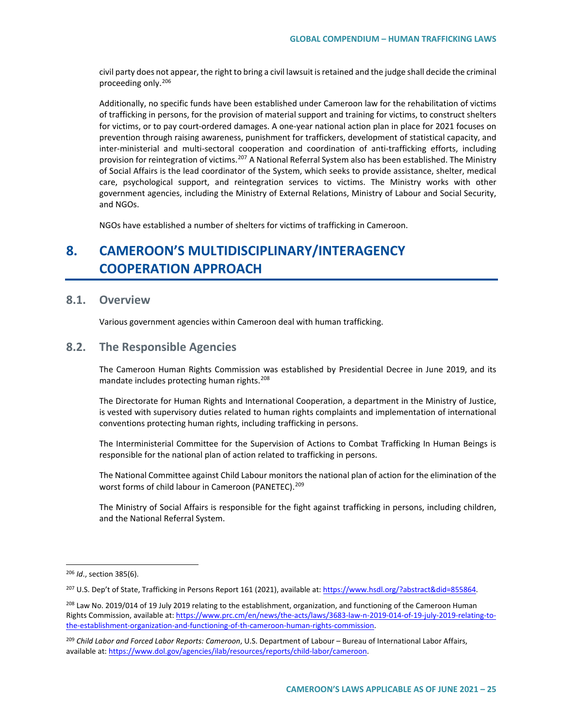civil party does not appear, the right to bring a civil lawsuit is retained and the judge shall decide the criminal proceeding only.[206]

Additionally, no specific funds have been established under Cameroon law for the rehabilitation of victims of trafficking in persons, for the provision of material support and training for victims, to construct shelters for victims, or to pay court-ordered damages. A one-year national action plan in place for 2021 focuses on prevention through raising awareness, punishment for traffickers, development of statistical capacity, and inter-ministerial and multi-sectoral cooperation and coordination of anti-trafficking efforts, including provision for reintegration of victims.[207] A National Referral System also has been established. The Ministry of Social Affairs is the lead coordinator of the System, which seeks to provide assistance, shelter, medical care, psychological support, and reintegration services to victims. The Ministry works with other government agencies, including the Ministry of External Relations, Ministry of Labour and Social Security, and NGOs.

NGOs have established a number of shelters for victims of trafficking in Cameroon.

# 8. CAMEROON'S MULTIDISCIPLINARY/INTERAGENCY COOPERATION APPROACH

## 8.1. Overview

Various government agencies within Cameroon deal with human trafficking.

## 8.2. The Responsible Agencies

The Cameroon Human Rights Commission was established by Presidential Decree in June 2019, and its mandate includes protecting human rights.[208]

The Directorate for Human Rights and International Cooperation, a department in the Ministry of Justice, is vested with supervisory duties related to human rights complaints and implementation of international conventions protecting human rights, including trafficking in persons.

The Interministerial Committee for the Supervision of Actions to Combat Trafficking In Human Beings is responsible for the national plan of action related to trafficking in persons.

The National Committee against Child Labour monitors the national plan of action for the elimination of the worst forms of child labour in Cameroon (PANETEC).[209]

The Ministry of Social Affairs is responsible for the fight against trafficking in persons, including children, and the National Referral System.

---

[206] *Id*., section 385(6).

[207] U.S. Dep't of State, Trafficking in Persons Report 161 (2021), available at: https://www.hsdl.org/?abstract&did=855864.

[208] Law No. 2019/014 of 19 July 2019 relating to the establishment, organization, and functioning of the Cameroon Human Rights Commission, available at: https://www.prc.cm/en/news/the-acts/laws/3683-law-n-2019-014-of-19-july-2019-relating-to-the-establishment-organization-and-functioning-of-th-cameroon-human-rights-commission.

[209] *Child Labor and Forced Labor Reports: Cameroon*, U.S. Department of Labour – Bureau of International Labor Affairs, available at: https://www.dol.gov/agencies/ilab/resources/reports/child-labor/cameroon.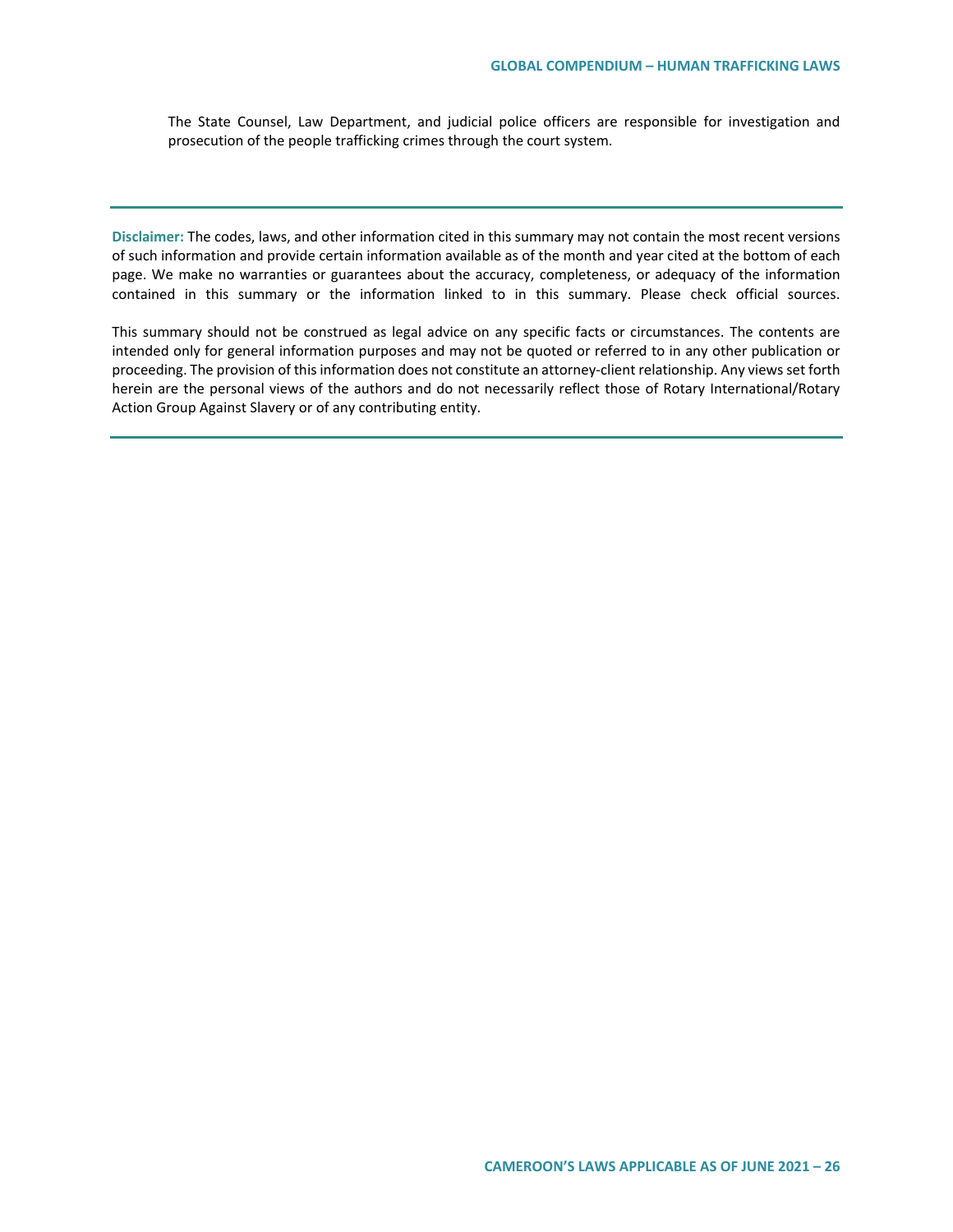The State Counsel, Law Department, and judicial police officers are responsible for investigation and prosecution of the people trafficking crimes through the court system.

---

**Disclaimer:** The codes, laws, and other information cited in this summary may not contain the most recent versions of such information and provide certain information available as of the month and year cited at the bottom of each page. We make no warranties or guarantees about the accuracy, completeness, or adequacy of the information contained in this summary or the information linked to in this summary. Please check official sources.

This summary should not be construed as legal advice on any specific facts or circumstances. The contents are intended only for general information purposes and may not be quoted or referred to in any other publication or proceeding. The provision of this information does not constitute an attorney-client relationship. Any views set forth herein are the personal views of the authors and do not necessarily reflect those of Rotary International/Rotary Action Group Against Slavery or of any contributing entity.

---